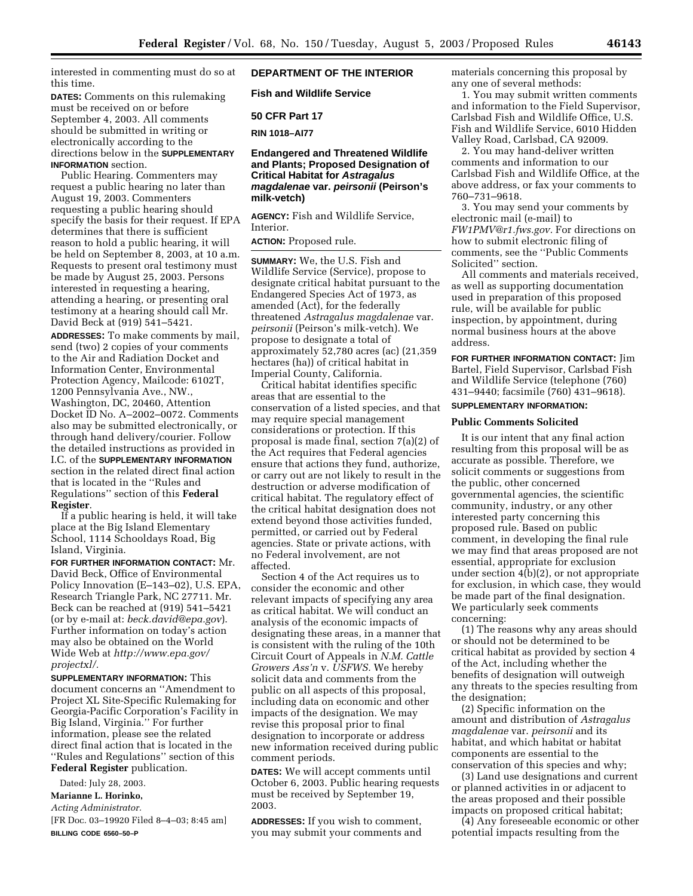interested in commenting must do so at this time.

**DATES:** Comments on this rulemaking must be received on or before September 4, 2003. All comments should be submitted in writing or electronically according to the directions below in the **SUPPLEMENTARY INFORMATION** section.

Public Hearing. Commenters may request a public hearing no later than August 19, 2003. Commenters requesting a public hearing should specify the basis for their request. If EPA determines that there is sufficient reason to hold a public hearing, it will be held on September 8, 2003, at 10 a.m. Requests to present oral testimony must be made by August 25, 2003. Persons interested in requesting a hearing, attending a hearing, or presenting oral testimony at a hearing should call Mr. David Beck at (919) 541–5421.

**ADDRESSES:** To make comments by mail, send (two) 2 copies of your comments to the Air and Radiation Docket and Information Center, Environmental Protection Agency, Mailcode: 6102T, 1200 Pennsylvania Ave., NW., Washington, DC, 20460, Attention Docket ID No. A–2002–0072. Comments also may be submitted electronically, or through hand delivery/courier. Follow the detailed instructions as provided in I.C. of the **SUPPLEMENTARY INFORMATION** section in the related direct final action that is located in the ''Rules and Regulations'' section of this **Federal Register**.

If a public hearing is held, it will take place at the Big Island Elementary School, 1114 Schooldays Road, Big Island, Virginia.

**FOR FURTHER INFORMATION CONTACT:** Mr. David Beck, Office of Environmental Policy Innovation (E–143–02), U.S. EPA, Research Triangle Park, NC 27711. Mr. Beck can be reached at (919) 541–5421 (or by e-mail at: *beck.david@epa.gov*). Further information on today's action may also be obtained on the World Wide Web at *http://www.epa.gov/projectxl/*.

**SUPPLEMENTARY INFORMATION:** This document concerns an ''Amendment to Project XL Site-Specific Rulemaking for Georgia-Pacific Corporation's Facility in Big Island, Virginia.'' For further information, please see the related direct final action that is located in the ''Rules and Regulations'' section of this **Federal Register** publication.

Dated: July 28, 2003.

**Marianne L. Horinko,**

*Acting Administrator.*

[FR Doc. 03–19920 Filed 8–4–03; 8:45 am]

**BILLING CODE 6560–50–P**

## DEPARTMENT OF THE INTERIOR

## Fish and Wildlife Service

## 50 CFR Part 17

**RIN 1018–AI77**

## Endangered and Threatened Wildlife and Plants; Proposed Designation of Critical Habitat for *Astragalus magdalenae* var. *peirsonii* (Peirson's milk-vetch)

**AGENCY:** Fish and Wildlife Service, Interior.

**ACTION:** Proposed rule.

**SUMMARY:** We, the U.S. Fish and Wildlife Service (Service), propose to designate critical habitat pursuant to the Endangered Species Act of 1973, as amended (Act), for the federally threatened *Astragalus magdalenae* var. *peirsonii* (Peirson's milk-vetch). We propose to designate a total of approximately 52,780 acres (ac) (21,359 hectares (ha)) of critical habitat in Imperial County, California.

Critical habitat identifies specific areas that are essential to the conservation of a listed species, and that may require special management considerations or protection. If this proposal is made final, section 7(a)(2) of the Act requires that Federal agencies ensure that actions they fund, authorize, or carry out are not likely to result in the destruction or adverse modification of critical habitat. The regulatory effect of the critical habitat designation does not extend beyond those activities funded, permitted, or carried out by Federal agencies. State or private actions, with no Federal involvement, are not affected.

Section 4 of the Act requires us to consider the economic and other relevant impacts of specifying any area as critical habitat. We will conduct an analysis of the economic impacts of designating these areas, in a manner that is consistent with the ruling of the 10th Circuit Court of Appeals in *N.M. Cattle Growers Ass'n* v. *USFWS*. We hereby solicit data and comments from the public on all aspects of this proposal, including data on economic and other impacts of the designation. We may revise this proposal prior to final designation to incorporate or address new information received during public comment periods.

**DATES:** We will accept comments until October 6, 2003. Public hearing requests must be received by September 19, 2003.

**ADDRESSES:** If you wish to comment, you may submit your comments and materials concerning this proposal by any one of several methods:

1. You may submit written comments and information to the Field Supervisor, Carlsbad Fish and Wildlife Office, U.S. Fish and Wildlife Service, 6010 Hidden Valley Road, Carlsbad, CA 92009.

2. You may hand-deliver written comments and information to our Carlsbad Fish and Wildlife Office, at the above address, or fax your comments to 760–731–9618.

3. You may send your comments by electronic mail (e-mail) to *FW1PMV@r1.fws.gov*. For directions on how to submit electronic filing of comments, see the ''Public Comments Solicited'' section.

All comments and materials received, as well as supporting documentation used in preparation of this proposed rule, will be available for public inspection, by appointment, during normal business hours at the above address.

**FOR FURTHER INFORMATION CONTACT:** Jim Bartel, Field Supervisor, Carlsbad Fish and Wildlife Service (telephone (760) 431–9440; facsimile (760) 431–9618).

**SUPPLEMENTARY INFORMATION:**

### Public Comments Solicited

It is our intent that any final action resulting from this proposal will be as accurate as possible. Therefore, we solicit comments or suggestions from the public, other concerned governmental agencies, the scientific community, industry, or any other interested party concerning this proposed rule. Based on public comment, in developing the final rule we may find that areas proposed are not essential, appropriate for exclusion under section 4(b)(2), or not appropriate for exclusion, in which case, they would be made part of the final designation. We particularly seek comments concerning:

(1) The reasons why any areas should or should not be determined to be critical habitat as provided by section 4 of the Act, including whether the benefits of designation will outweigh any threats to the species resulting from the designation;

(2) Specific information on the amount and distribution of *Astragalus magdalenae* var. *peirsonii* and its habitat, and which habitat or habitat components are essential to the conservation of this species and why;

(3) Land use designations and current or planned activities in or adjacent to the areas proposed and their possible impacts on proposed critical habitat;

(4) Any foreseeable economic or other potential impacts resulting from the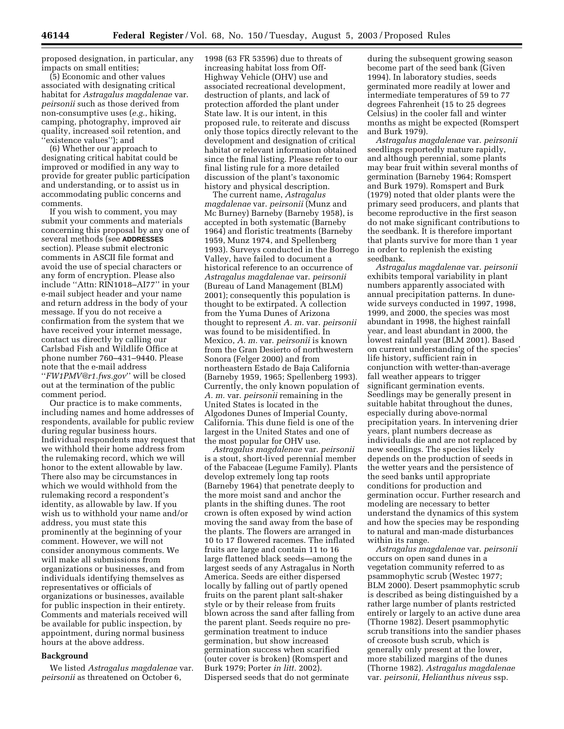proposed designation, in particular, any impacts on small entities;

(5) Economic and other values associated with designating critical habitat for *Astragalus magdalenae* var. *peirsonii* such as those derived from non-consumptive uses (*e.g.*, hiking, camping, photography, improved air quality, increased soil retention, and "existence values"); and

(6) Whether our approach to designating critical habitat could be improved or modified in any way to provide for greater public participation and understanding, or to assist us in accommodating public concerns and comments.

If you wish to comment, you may submit your comments and materials concerning this proposal by any one of several methods (see **ADDRESSES** section). Please submit electronic comments in ASCII file format and avoid the use of special characters or any form of encryption. Please also include "Attn: RIN1018–AI77" in your e-mail subject header and your name and return address in the body of your message. If you do not receive a confirmation from the system that we have received your internet message, contact us directly by calling our Carlsbad Fish and Wildlife Office at phone number 760–431–9440. Please note that the e-mail address "*FW1PMV@r1.fws.gov*" will be closed out at the termination of the public comment period.

Our practice is to make comments, including names and home addresses of respondents, available for public review during regular business hours. Individual respondents may request that we withhold their home address from the rulemaking record, which we will honor to the extent allowable by law. There also may be circumstances in which we would withhold from the rulemaking record a respondent's identity, as allowable by law. If you wish us to withhold your name and/or address, you must state this prominently at the beginning of your comment. However, we will not consider anonymous comments. We will make all submissions from organizations or businesses, and from individuals identifying themselves as representatives or officials of organizations or businesses, available for public inspection in their entirety. Comments and materials received will be available for public inspection, by appointment, during normal business hours at the above address.

## Background

We listed *Astragalus magdalenae* var. *peirsonii* as threatened on October 6, 1998 (63 FR 53596) due to threats of increasing habitat loss from Off-Highway Vehicle (OHV) use and associated recreational development, destruction of plants, and lack of protection afforded the plant under State law. It is our intent, in this proposed rule, to reiterate and discuss only those topics directly relevant to the development and designation of critical habitat or relevant information obtained since the final listing. Please refer to our final listing rule for a more detailed discussion of the plant's taxonomic history and physical description.

The current name, *Astragalus magdalenae* var. *peirsonii* (Munz and Mc Burney) Barneby (Barneby 1958), is accepted in both systematic (Barneby 1964) and floristic treatments (Barneby 1959, Munz 1974, and Spellenberg 1993). Surveys conducted in the Borrego Valley, have failed to document a historical reference to an occurrence of *Astragalus magdalenae* var. *peirsonii* (Bureau of Land Management (BLM) 2001); consequently this population is thought to be extirpated. A collection from the Yuma Dunes of Arizona thought to represent *A. m.* var. *peirsonii* was found to be misidentified. In Mexico, *A. m.* var. *peirsonii* is known from the Gran Desierto of northwestern Sonora (Felger 2000) and from northeastern Estado de Baja California (Barneby 1959, 1965; Spellenberg 1993). Currently, the only known population of *A. m.* var. *peirsonii* remaining in the United States is located in the Algodones Dunes of Imperial County, California. This dune field is one of the largest in the United States and one of the most popular for OHV use.

*Astragalus magdalenae* var. *peirsonii* is a stout, short-lived perennial member of the Fabaceae (Legume Family). Plants develop extremely long tap roots (Barneby 1964) that penetrate deeply to the more moist sand and anchor the plants in the shifting dunes. The root crown is often exposed by wind action moving the sand away from the base of the plants. The flowers are arranged in 10 to 17 flowered racemes. The inflated fruits are large and contain 11 to 16 large flattened black seeds—among the largest seeds of any Astragalus in North America. Seeds are either dispersed locally by falling out of partly opened fruits on the parent plant salt-shaker style or by their release from fruits blown across the sand after falling from the parent plant. Seeds require no pre-germination treatment to induce germination, but show increased germination success when scarified (outer cover is broken) (Romspert and Burk 1979; Porter *in litt.* 2002). Dispersed seeds that do not germinate during the subsequent growing season become part of the seed bank (Given 1994). In laboratory studies, seeds germinated more readily at lower and intermediate temperatures of 59 to 77 degrees Fahrenheit (15 to 25 degrees Celsius) in the cooler fall and winter months as might be expected (Romspert and Burk 1979).

*Astragalus magdalenae* var. *peirsonii* seedlings reportedly mature rapidly, and although perennial, some plants may bear fruit within several months of germination (Barneby 1964; Romspert and Burk 1979). Romspert and Burk (1979) noted that older plants were the primary seed producers, and plants that become reproductive in the first season do not make significant contributions to the seedbank. It is therefore important that plants survive for more than 1 year in order to replenish the existing seedbank.

*Astragalus magdalenae* var. *peirsonii* exhibits temporal variability in plant numbers apparently associated with annual precipitation patterns. In dune-wide surveys conducted in 1997, 1998, 1999, and 2000, the species was most abundant in 1998, the highest rainfall year, and least abundant in 2000, the lowest rainfall year (BLM 2001). Based on current understanding of the species' life history, sufficient rain in conjunction with wetter-than-average fall weather appears to trigger significant germination events. Seedlings may be generally present in suitable habitat throughout the dunes, especially during above-normal precipitation years. In intervening drier years, plant numbers decrease as individuals die and are not replaced by new seedlings. The species likely depends on the production of seeds in the wetter years and the persistence of the seed banks until appropriate conditions for production and germination occur. Further research and modeling are necessary to better understand the dynamics of this system and how the species may be responding to natural and man-made disturbances within its range.

*Astragalus magdalenae* var. *peirsonii* occurs on open sand dunes in a vegetation community referred to as psammophytic scrub (Westec 1977; BLM 2000). Desert psammophytic scrub is described as being distinguished by a rather large number of plants restricted entirely or largely to an active dune area (Thorne 1982). Desert psammophytic scrub transitions into the sandier phases of creosote bush scrub, which is generally only present at the lower, more stabilized margins of the dunes (Thorne 1982). *Astragalus magdalenae* var. *peirsonii, Helianthus niveus* ssp.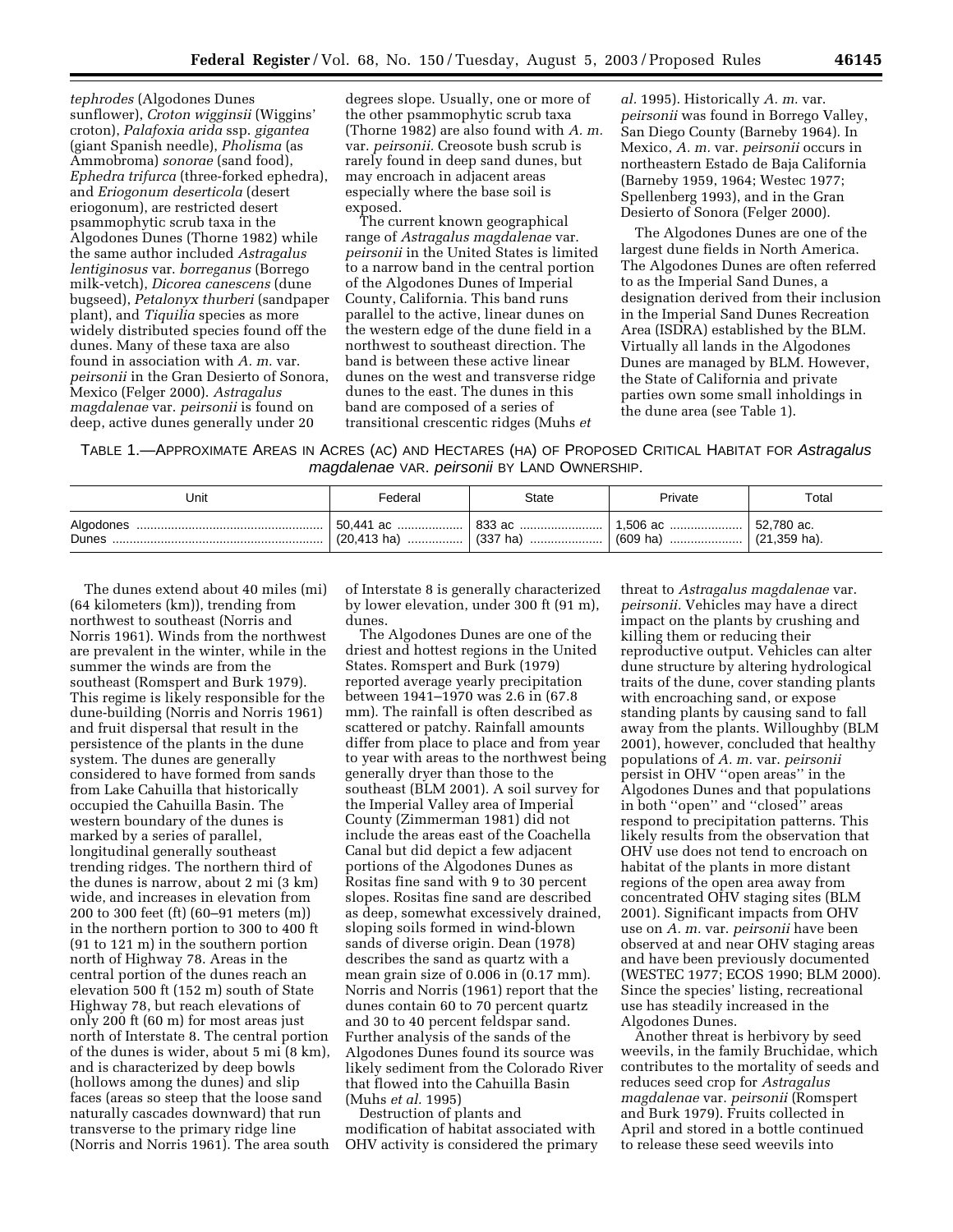*tephrodes* (Algodones Dunes sunflower), *Croton wigginsii* (Wiggins' croton), *Palafoxia arida* ssp. *gigantea* (giant Spanish needle), *Pholisma* (as Ammobroma) *sonorae* (sand food), *Ephedra trifurca* (three-forked ephedra), and *Eriogonum deserticola* (desert eriogonum), are restricted desert psammophytic scrub taxa in the Algodones Dunes (Thorne 1982) while the same author included *Astragalus lentiginosus* var. *borreganus* (Borrego milk-vetch), *Dicorea canescens* (dune bugseed), *Petalonyx thurberi* (sandpaper plant), and *Tiquilia* species as more widely distributed species found off the dunes. Many of these taxa are also found in association with *A. m.* var. *peirsonii* in the Gran Desierto of Sonora, Mexico (Felger 2000). *Astragalus magdalenae* var. *peirsonii* is found on deep, active dunes generally under 20 degrees slope. Usually, one or more of the other psammophytic scrub taxa (Thorne 1982) are also found with *A. m.* var. *peirsonii.* Creosote bush scrub is rarely found in deep sand dunes, but may encroach in adjacent areas especially where the base soil is exposed.

The current known geographical range of *Astragalus magdalenae* var. *peirsonii* in the United States is limited to a narrow band in the central portion of the Algodones Dunes of Imperial County, California. This band runs parallel to the active, linear dunes on the western edge of the dune field in a northwest to southeast direction. The band is between these active linear dunes on the west and transverse ridge dunes to the east. The dunes in this band are composed of a series of transitional crescentic ridges (Muhs *et al.* 1995). Historically *A. m.* var. *peirsonii* was found in Borrego Valley, San Diego County (Barneby 1964). In Mexico, *A. m.* var. *peirsonii* occurs in northeastern Estado de Baja California (Barneby 1959, 1964; Westec 1977; Spellenberg 1993), and in the Gran Desierto of Sonora (Felger 2000).

The Algodones Dunes are one of the largest dune fields in North America. The Algodones Dunes are often referred to as the Imperial Sand Dunes, a designation derived from their inclusion in the Imperial Sand Dunes Recreation Area (ISDRA) established by the BLM. Virtually all lands in the Algodones Dunes are managed by BLM. However, the State of California and private parties own some small inholdings in the dune area (see Table 1).

TABLE 1.—APPROXIMATE AREAS IN ACRES (AC) AND HECTARES (HA) OF PROPOSED CRITICAL HABITAT FOR *Astragalus magdalenae* VAR. *peirsonii* BY LAND OWNERSHIP.

| Unit | Federal | State | Private | Total |
|---|---|---|---|---|
| Algodones Dunes | 50,441 ac (20,413 ha) | 833 ac (337 ha) | 1,506 ac (609 ha) | 52,780 ac. (21,359 ha). |

The dunes extend about 40 miles (mi) (64 kilometers (km)), trending from northwest to southeast (Norris and Norris 1961). Winds from the northwest are prevalent in the winter, while in the summer the winds are from the southeast (Romspert and Burk 1979). This regime is likely responsible for the dune-building (Norris and Norris 1961) and fruit dispersal that result in the persistence of the plants in the dune system. The dunes are generally considered to have formed from sands from Lake Cahuilla that historically occupied the Cahuilla Basin. The western boundary of the dunes is marked by a series of parallel, longitudinal generally southeast trending ridges. The northern third of the dunes is narrow, about 2 mi (3 km) wide, and increases in elevation from 200 to 300 feet (ft) (60–91 meters (m)) in the northern portion to 300 to 400 ft (91 to 121 m) in the southern portion north of Highway 78. Areas in the central portion of the dunes reach an elevation 500 ft (152 m) south of State Highway 78, but reach elevations of only 200 ft (60 m) for most areas just north of Interstate 8. The central portion of the dunes is wider, about 5 mi (8 km), and is characterized by deep bowls (hollows among the dunes) and slip faces (areas so steep that the loose sand naturally cascades downward) that run transverse to the primary ridge line (Norris and Norris 1961). The area south of Interstate 8 is generally characterized by lower elevation, under 300 ft (91 m), dunes.

The Algodones Dunes are one of the driest and hottest regions in the United States. Romspert and Burk (1979) reported average yearly precipitation between 1941–1970 was 2.6 in (67.8 mm). The rainfall is often described as scattered or patchy. Rainfall amounts differ from place to place and from year to year with areas to the northwest being generally dryer than those to the southeast (BLM 2001). A soil survey for the Imperial Valley area of Imperial County (Zimmerman 1981) did not include the areas east of the Coachella Canal but did depict a few adjacent portions of the Algodones Dunes as Rositas fine sand with 9 to 30 percent slopes. Rositas fine sand are described as deep, somewhat excessively drained, sloping soils formed in wind-blown sands of diverse origin. Dean (1978) describes the sand as quartz with a mean grain size of 0.006 in (0.17 mm). Norris and Norris (1961) report that the dunes contain 60 to 70 percent quartz and 30 to 40 percent feldspar sand. Further analysis of the sands of the Algodones Dunes found its source was likely sediment from the Colorado River that flowed into the Cahuilla Basin (Muhs *et al.* 1995)

Destruction of plants and modification of habitat associated with OHV activity is considered the primary threat to *Astragalus magdalenae* var. *peirsonii.* Vehicles may have a direct impact on the plants by crushing and killing them or reducing their reproductive output. Vehicles can alter dune structure by altering hydrological traits of the dune, cover standing plants with encroaching sand, or expose standing plants by causing sand to fall away from the plants. Willoughby (BLM 2001), however, concluded that healthy populations of *A. m.* var. *peirsonii* persist in OHV ''open areas'' in the Algodones Dunes and that populations in both ''open'' and ''closed'' areas respond to precipitation patterns. This likely results from the observation that OHV use does not tend to encroach on habitat of the plants in more distant regions of the open area away from concentrated OHV staging sites (BLM 2001). Significant impacts from OHV use on *A. m.* var. *peirsonii* have been observed at and near OHV staging areas and have been previously documented (WESTEC 1977; ECOS 1990; BLM 2000). Since the species' listing, recreational use has steadily increased in the Algodones Dunes.

Another threat is herbivory by seed weevils, in the family Bruchidae, which contributes to the mortality of seeds and reduces seed crop for *Astragalus magdalenae* var. *peirsonii* (Romspert and Burk 1979). Fruits collected in April and stored in a bottle continued to release these seed weevils into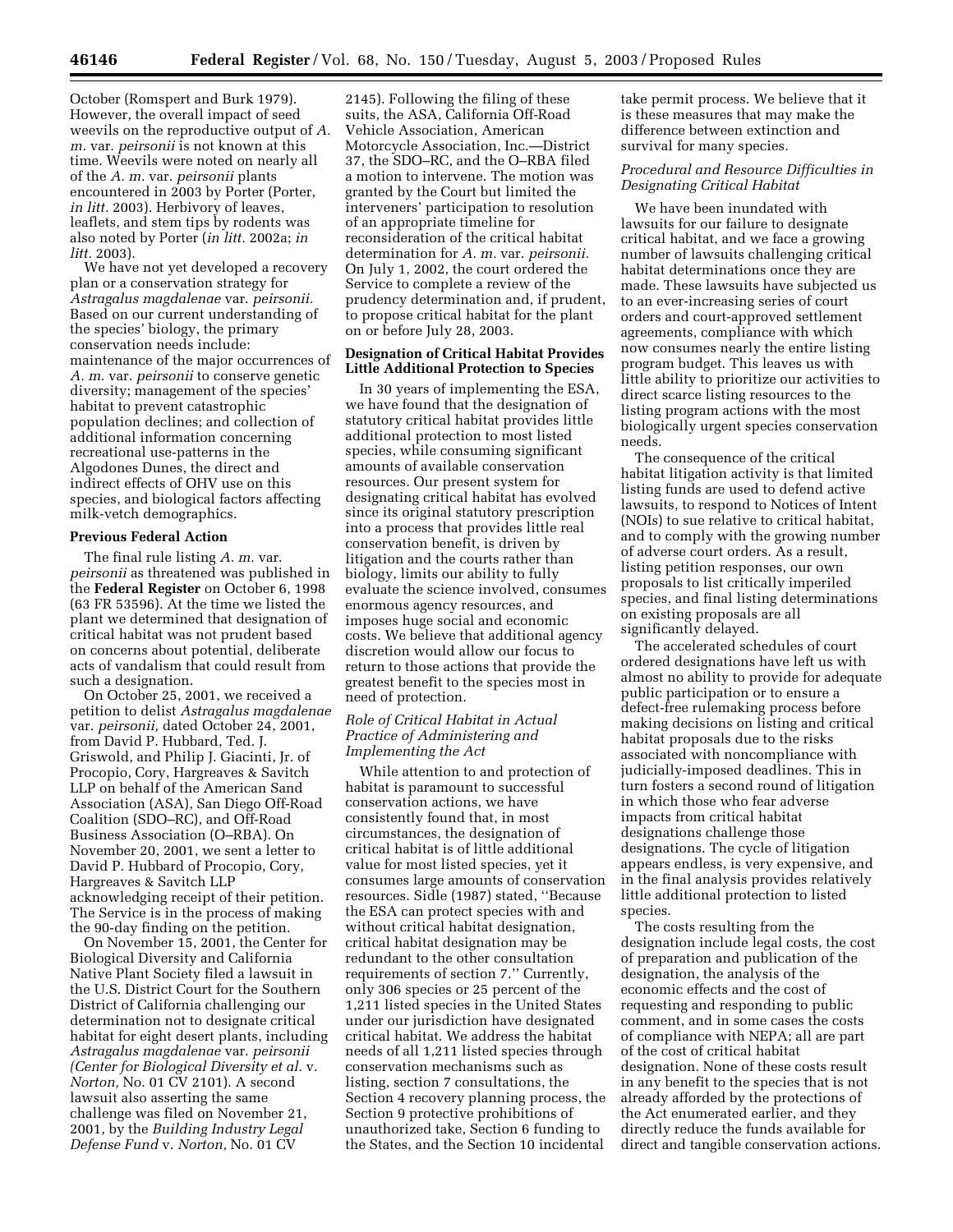October (Romspert and Burk 1979). However, the overall impact of seed weevils on the reproductive output of *A. m.* var. *peirsonii* is not known at this time. Weevils were noted on nearly all of the *A. m.* var. *peirsonii* plants encountered in 2003 by Porter (Porter, *in litt.* 2003). Herbivory of leaves, leaflets, and stem tips by rodents was also noted by Porter (*in litt.* 2002a; *in litt.* 2003).

We have not yet developed a recovery plan or a conservation strategy for *Astragalus magdalenae* var. *peirsonii.* Based on our current understanding of the species' biology, the primary conservation needs include: maintenance of the major occurrences of *A. m.* var. *peirsonii* to conserve genetic diversity; management of the species' habitat to prevent catastrophic population declines; and collection of additional information concerning recreational use-patterns in the Algodones Dunes, the direct and indirect effects of OHV use on this species, and biological factors affecting milk-vetch demographics.

## Previous Federal Action

The final rule listing *A. m.* var. *peirsonii* as threatened was published in the **Federal Register** on October 6, 1998 (63 FR 53596). At the time we listed the plant we determined that designation of critical habitat was not prudent based on concerns about potential, deliberate acts of vandalism that could result from such a designation.

On October 25, 2001, we received a petition to delist *Astragalus magdalenae* var. *peirsonii,* dated October 24, 2001, from David P. Hubbard, Ted. J. Griswold, and Philip J. Giacinti, Jr. of Procopio, Cory, Hargreaves & Savitch LLP on behalf of the American Sand Association (ASA), San Diego Off-Road Coalition (SDO–RC), and Off-Road Business Association (O–RBA). On November 20, 2001, we sent a letter to David P. Hubbard of Procopio, Cory, Hargreaves & Savitch LLP acknowledging receipt of their petition. The Service is in the process of making the 90-day finding on the petition.

On November 15, 2001, the Center for Biological Diversity and California Native Plant Society filed a lawsuit in the U.S. District Court for the Southern District of California challenging our determination not to designate critical habitat for eight desert plants, including *Astragalus magdalenae* var. *peirsonii (Center for Biological Diversity et al.* v. *Norton,* No. 01 CV 2101). A second lawsuit also asserting the same challenge was filed on November 21, 2001, by the *Building Industry Legal Defense Fund* v. *Norton,* No. 01 CV 2145). Following the filing of these suits, the ASA, California Off-Road Vehicle Association, American Motorcycle Association, Inc.—District 37, the SDO–RC, and the O–RBA filed a motion to intervene. The motion was granted by the Court but limited the interveners' participation to resolution of an appropriate timeline for reconsideration of the critical habitat determination for *A. m.* var. *peirsonii.* On July 1, 2002, the court ordered the Service to complete a review of the prudency determination and, if prudent, to propose critical habitat for the plant on or before July 28, 2003.

## Designation of Critical Habitat Provides Little Additional Protection to Species

In 30 years of implementing the ESA, we have found that the designation of statutory critical habitat provides little additional protection to most listed species, while consuming significant amounts of available conservation resources. Our present system for designating critical habitat has evolved since its original statutory prescription into a process that provides little real conservation benefit, is driven by litigation and the courts rather than biology, limits our ability to fully evaluate the science involved, consumes enormous agency resources, and imposes huge social and economic costs. We believe that additional agency discretion would allow our focus to return to those actions that provide the greatest benefit to the species most in need of protection.

### *Role of Critical Habitat in Actual Practice of Administering and Implementing the Act*

While attention to and protection of habitat is paramount to successful conservation actions, we have consistently found that, in most circumstances, the designation of critical habitat is of little additional value for most listed species, yet it consumes large amounts of conservation resources. Sidle (1987) stated, ''Because the ESA can protect species with and without critical habitat designation, critical habitat designation may be redundant to the other consultation requirements of section 7.'' Currently, only 306 species or 25 percent of the 1,211 listed species in the United States under our jurisdiction have designated critical habitat. We address the habitat needs of all 1,211 listed species through conservation mechanisms such as listing, section 7 consultations, the Section 4 recovery planning process, the Section 9 protective prohibitions of unauthorized take, Section 6 funding to the States, and the Section 10 incidental take permit process. We believe that it is these measures that may make the difference between extinction and survival for many species.

### *Procedural and Resource Difficulties in Designating Critical Habitat*

We have been inundated with lawsuits for our failure to designate critical habitat, and we face a growing number of lawsuits challenging critical habitat determinations once they are made. These lawsuits have subjected us to an ever-increasing series of court orders and court-approved settlement agreements, compliance with which now consumes nearly the entire listing program budget. This leaves us with little ability to prioritize our activities to direct scarce listing resources to the listing program actions with the most biologically urgent species conservation needs.

The consequence of the critical habitat litigation activity is that limited listing funds are used to defend active lawsuits, to respond to Notices of Intent (NOIs) to sue relative to critical habitat, and to comply with the growing number of adverse court orders. As a result, listing petition responses, our own proposals to list critically imperiled species, and final listing determinations on existing proposals are all significantly delayed.

The accelerated schedules of court ordered designations have left us with almost no ability to provide for adequate public participation or to ensure a defect-free rulemaking process before making decisions on listing and critical habitat proposals due to the risks associated with noncompliance with judicially-imposed deadlines. This in turn fosters a second round of litigation in which those who fear adverse impacts from critical habitat designations challenge those designations. The cycle of litigation appears endless, is very expensive, and in the final analysis provides relatively little additional protection to listed species.

The costs resulting from the designation include legal costs, the cost of preparation and publication of the designation, the analysis of the economic effects and the cost of requesting and responding to public comment, and in some cases the costs of compliance with NEPA; all are part of the cost of critical habitat designation. None of these costs result in any benefit to the species that is not already afforded by the protections of the Act enumerated earlier, and they directly reduce the funds available for direct and tangible conservation actions.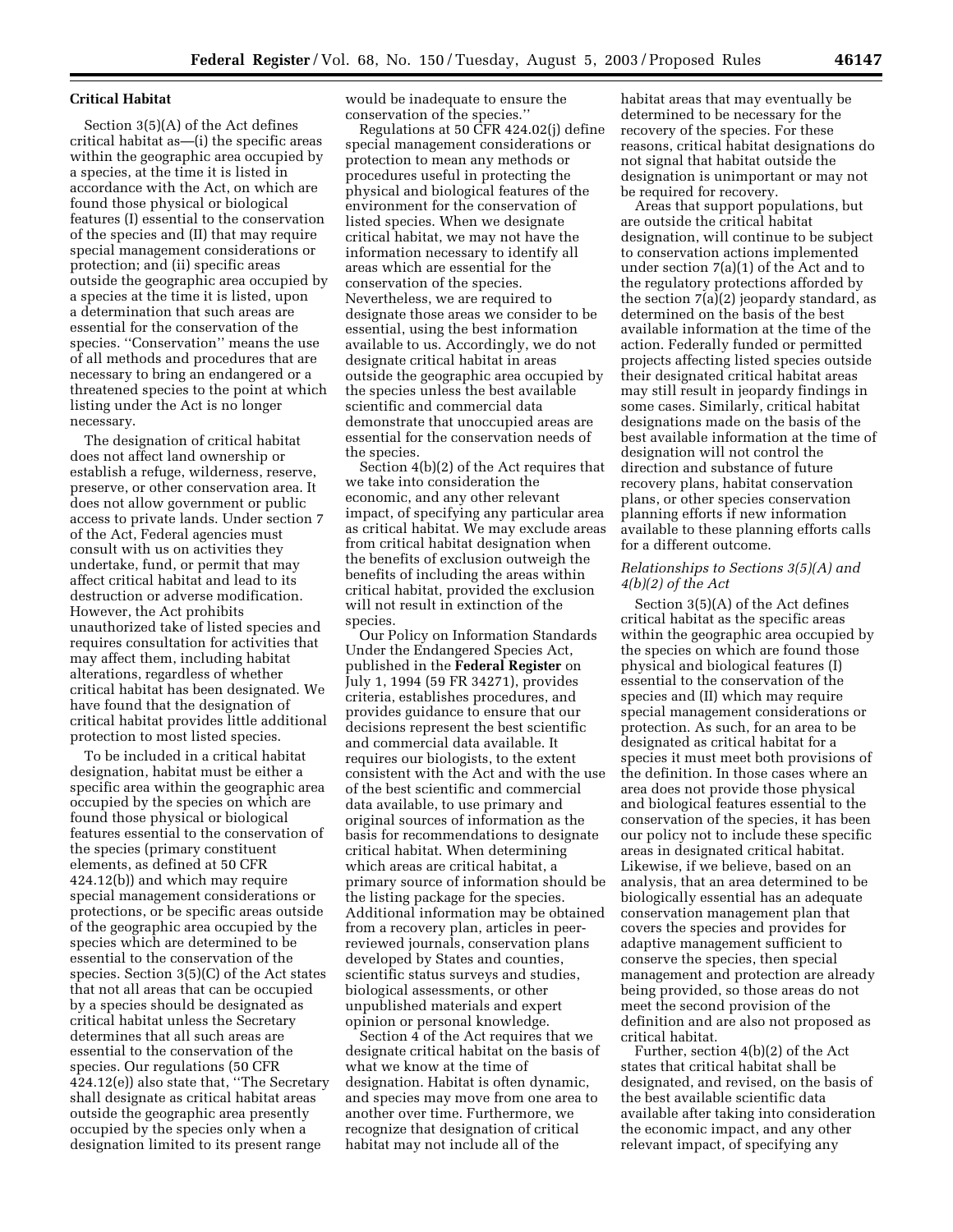## Critical Habitat

Section 3(5)(A) of the Act defines critical habitat as—(i) the specific areas within the geographic area occupied by a species, at the time it is listed in accordance with the Act, on which are found those physical or biological features (I) essential to the conservation of the species and (II) that may require special management considerations or protection; and (ii) specific areas outside the geographic area occupied by a species at the time it is listed, upon a determination that such areas are essential for the conservation of the species. ''Conservation'' means the use of all methods and procedures that are necessary to bring an endangered or a threatened species to the point at which listing under the Act is no longer necessary.

The designation of critical habitat does not affect land ownership or establish a refuge, wilderness, reserve, preserve, or other conservation area. It does not allow government or public access to private lands. Under section 7 of the Act, Federal agencies must consult with us on activities they undertake, fund, or permit that may affect critical habitat and lead to its destruction or adverse modification. However, the Act prohibits unauthorized take of listed species and requires consultation for activities that may affect them, including habitat alterations, regardless of whether critical habitat has been designated. We have found that the designation of critical habitat provides little additional protection to most listed species.

To be included in a critical habitat designation, habitat must be either a specific area within the geographic area occupied by the species on which are found those physical or biological features essential to the conservation of the species (primary constituent elements, as defined at 50 CFR 424.12(b)) and which may require special management considerations or protections, or be specific areas outside of the geographic area occupied by the species which are determined to be essential to the conservation of the species. Section 3(5)(C) of the Act states that not all areas that can be occupied by a species should be designated as critical habitat unless the Secretary determines that all such areas are essential to the conservation of the species. Our regulations (50 CFR 424.12(e)) also state that, ''The Secretary shall designate as critical habitat areas outside the geographic area presently occupied by the species only when a designation limited to its present range would be inadequate to ensure the conservation of the species.''

Regulations at 50 CFR 424.02(j) define special management considerations or protection to mean any methods or procedures useful in protecting the physical and biological features of the environment for the conservation of listed species. When we designate critical habitat, we may not have the information necessary to identify all areas which are essential for the conservation of the species. Nevertheless, we are required to designate those areas we consider to be essential, using the best information available to us. Accordingly, we do not designate critical habitat in areas outside the geographic area occupied by the species unless the best available scientific and commercial data demonstrate that unoccupied areas are essential for the conservation needs of the species.

Section 4(b)(2) of the Act requires that we take into consideration the economic, and any other relevant impact, of specifying any particular area as critical habitat. We may exclude areas from critical habitat designation when the benefits of exclusion outweigh the benefits of including the areas within critical habitat, provided the exclusion will not result in extinction of the species.

Our Policy on Information Standards Under the Endangered Species Act, published in the **Federal Register** on July 1, 1994 (59 FR 34271), provides criteria, establishes procedures, and provides guidance to ensure that our decisions represent the best scientific and commercial data available. It requires our biologists, to the extent consistent with the Act and with the use of the best scientific and commercial data available, to use primary and original sources of information as the basis for recommendations to designate critical habitat. When determining which areas are critical habitat, a primary source of information should be the listing package for the species. Additional information may be obtained from a recovery plan, articles in peer-reviewed journals, conservation plans developed by States and counties, scientific status surveys and studies, biological assessments, or other unpublished materials and expert opinion or personal knowledge.

Section 4 of the Act requires that we designate critical habitat on the basis of what we know at the time of designation. Habitat is often dynamic, and species may move from one area to another over time. Furthermore, we recognize that designation of critical habitat may not include all of the habitat areas that may eventually be determined to be necessary for the recovery of the species. For these reasons, critical habitat designations do not signal that habitat outside the designation is unimportant or may not be required for recovery.

Areas that support populations, but are outside the critical habitat designation, will continue to be subject to conservation actions implemented under section 7(a)(1) of the Act and to the regulatory protections afforded by the section 7(a)(2) jeopardy standard, as determined on the basis of the best available information at the time of the action. Federally funded or permitted projects affecting listed species outside their designated critical habitat areas may still result in jeopardy findings in some cases. Similarly, critical habitat designations made on the basis of the best available information at the time of designation will not control the direction and substance of future recovery plans, habitat conservation plans, or other species conservation planning efforts if new information available to these planning efforts calls for a different outcome.

### *Relationships to Sections 3(5)(A) and 4(b)(2) of the Act*

Section 3(5)(A) of the Act defines critical habitat as the specific areas within the geographic area occupied by the species on which are found those physical and biological features (I) essential to the conservation of the species and (II) which may require special management considerations or protection. As such, for an area to be designated as critical habitat for a species it must meet both provisions of the definition. In those cases where an area does not provide those physical and biological features essential to the conservation of the species, it has been our policy not to include these specific areas in designated critical habitat. Likewise, if we believe, based on an analysis, that an area determined to be biologically essential has an adequate conservation management plan that covers the species and provides for adaptive management sufficient to conserve the species, then special management and protection are already being provided, so those areas do not meet the second provision of the definition and are also not proposed as critical habitat.

Further, section 4(b)(2) of the Act states that critical habitat shall be designated, and revised, on the basis of the best available scientific data available after taking into consideration the economic impact, and any other relevant impact, of specifying any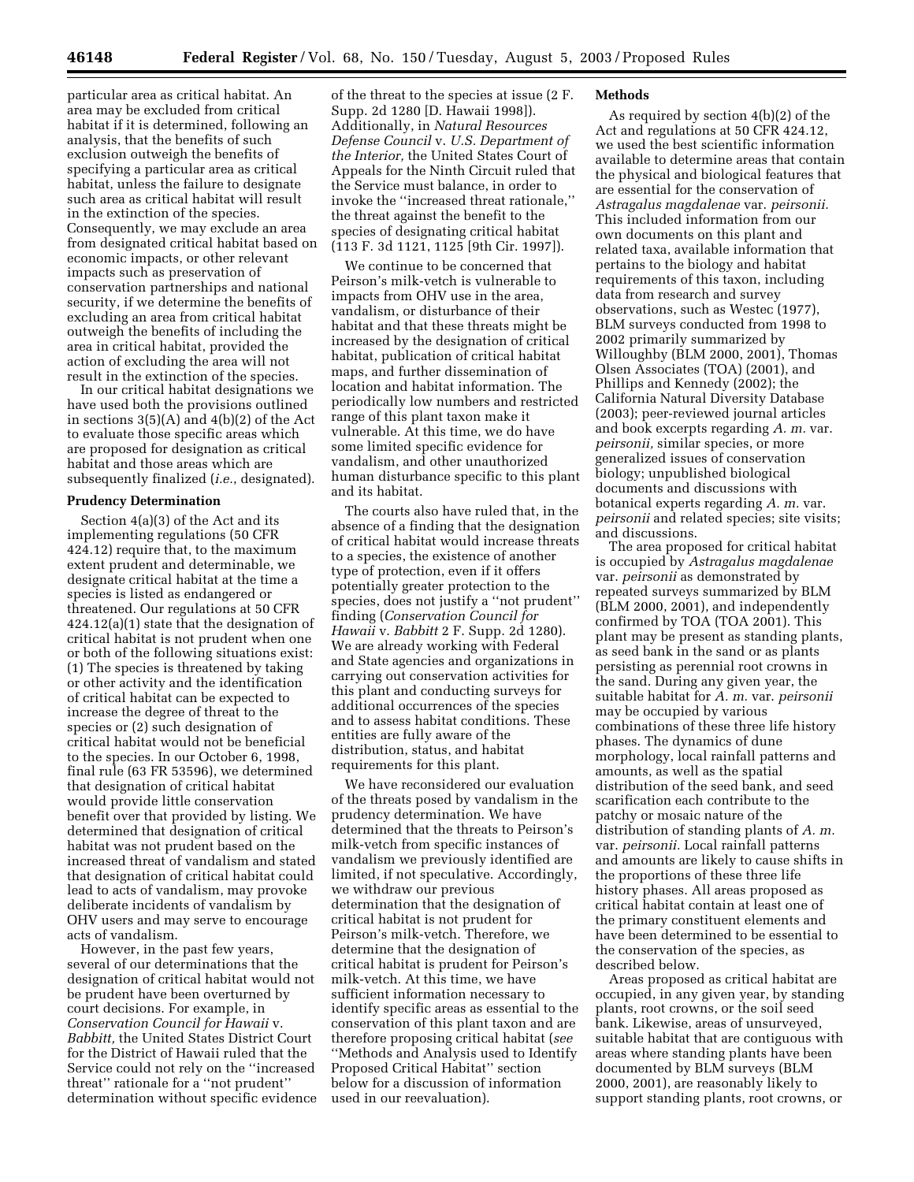particular area as critical habitat. An area may be excluded from critical habitat if it is determined, following an analysis, that the benefits of such exclusion outweigh the benefits of specifying a particular area as critical habitat, unless the failure to designate such area as critical habitat will result in the extinction of the species. Consequently, we may exclude an area from designated critical habitat based on economic impacts, or other relevant impacts such as preservation of conservation partnerships and national security, if we determine the benefits of excluding an area from critical habitat outweigh the benefits of including the area in critical habitat, provided the action of excluding the area will not result in the extinction of the species.

In our critical habitat designations we have used both the provisions outlined in sections 3(5)(A) and 4(b)(2) of the Act to evaluate those specific areas which are proposed for designation as critical habitat and those areas which are subsequently finalized (*i.e.*, designated).

**Prudency Determination**

Section 4(a)(3) of the Act and its implementing regulations (50 CFR 424.12) require that, to the maximum extent prudent and determinable, we designate critical habitat at the time a species is listed as endangered or threatened. Our regulations at 50 CFR 424.12(a)(1) state that the designation of critical habitat is not prudent when one or both of the following situations exist: (1) The species is threatened by taking or other activity and the identification of critical habitat can be expected to increase the degree of threat to the species or (2) such designation of critical habitat would not be beneficial to the species. In our October 6, 1998, final rule (63 FR 53596), we determined that designation of critical habitat would provide little conservation benefit over that provided by listing. We determined that designation of critical habitat was not prudent based on the increased threat of vandalism and stated that designation of critical habitat could lead to acts of vandalism, may provoke deliberate incidents of vandalism by OHV users and may serve to encourage acts of vandalism.

However, in the past few years, several of our determinations that the designation of critical habitat would not be prudent have been overturned by court decisions. For example, in *Conservation Council for Hawaii* v. *Babbitt,* the United States District Court for the District of Hawaii ruled that the Service could not rely on the ''increased threat'' rationale for a ''not prudent'' determination without specific evidence of the threat to the species at issue (2 F. Supp. 2d 1280 [D. Hawaii 1998]). Additionally, in *Natural Resources Defense Council* v. *U.S. Department of the Interior,* the United States Court of Appeals for the Ninth Circuit ruled that the Service must balance, in order to invoke the ''increased threat rationale,'' the threat against the benefit to the species of designating critical habitat (113 F. 3d 1121, 1125 [9th Cir. 1997]).

We continue to be concerned that Peirson's milk-vetch is vulnerable to impacts from OHV use in the area, vandalism, or disturbance of their habitat and that these threats might be increased by the designation of critical habitat, publication of critical habitat maps, and further dissemination of location and habitat information. The periodically low numbers and restricted range of this plant taxon make it vulnerable. At this time, we do have some limited specific evidence for vandalism, and other unauthorized human disturbance specific to this plant and its habitat.

The courts also have ruled that, in the absence of a finding that the designation of critical habitat would increase threats to a species, the existence of another type of protection, even if it offers potentially greater protection to the species, does not justify a ''not prudent'' finding (*Conservation Council for Hawaii* v. *Babbitt* 2 F. Supp. 2d 1280). We are already working with Federal and State agencies and organizations in carrying out conservation activities for this plant and conducting surveys for additional occurrences of the species and to assess habitat conditions. These entities are fully aware of the distribution, status, and habitat requirements for this plant.

We have reconsidered our evaluation of the threats posed by vandalism in the prudency determination. We have determined that the threats to Peirson's milk-vetch from specific instances of vandalism we previously identified are limited, if not speculative. Accordingly, we withdraw our previous determination that the designation of critical habitat is not prudent for Peirson's milk-vetch. Therefore, we determine that the designation of critical habitat is prudent for Peirson's milk-vetch. At this time, we have sufficient information necessary to identify specific areas as essential to the conservation of this plant taxon and are therefore proposing critical habitat (*see* ''Methods and Analysis used to Identify Proposed Critical Habitat'' section below for a discussion of information used in our reevaluation).

**Methods**

As required by section 4(b)(2) of the Act and regulations at 50 CFR 424.12, we used the best scientific information available to determine areas that contain the physical and biological features that are essential for the conservation of *Astragalus magdalenae* var. *peirsonii.* This included information from our own documents on this plant and related taxa, available information that pertains to the biology and habitat requirements of this taxon, including data from research and survey observations, such as Westec (1977), BLM surveys conducted from 1998 to 2002 primarily summarized by Willoughby (BLM 2000, 2001), Thomas Olsen Associates (TOA) (2001), and Phillips and Kennedy (2002); the California Natural Diversity Database (2003); peer-reviewed journal articles and book excerpts regarding *A. m.* var. *peirsonii,* similar species, or more generalized issues of conservation biology; unpublished biological documents and discussions with botanical experts regarding *A. m.* var. *peirsonii* and related species; site visits; and discussions.

The area proposed for critical habitat is occupied by *Astragalus magdalenae* var. *peirsonii* as demonstrated by repeated surveys summarized by BLM (BLM 2000, 2001), and independently confirmed by TOA (TOA 2001). This plant may be present as standing plants, as seed bank in the sand or as plants persisting as perennial root crowns in the sand. During any given year, the suitable habitat for *A. m.* var. *peirsonii* may be occupied by various combinations of these three life history phases. The dynamics of dune morphology, local rainfall patterns and amounts, as well as the spatial distribution of the seed bank, and seed scarification each contribute to the patchy or mosaic nature of the distribution of standing plants of *A. m.* var. *peirsonii.* Local rainfall patterns and amounts are likely to cause shifts in the proportions of these three life history phases. All areas proposed as critical habitat contain at least one of the primary constituent elements and have been determined to be essential to the conservation of the species, as described below.

Areas proposed as critical habitat are occupied, in any given year, by standing plants, root crowns, or the soil seed bank. Likewise, areas of unsurveyed, suitable habitat that are contiguous with areas where standing plants have been documented by BLM surveys (BLM 2000, 2001), are reasonably likely to support standing plants, root crowns, or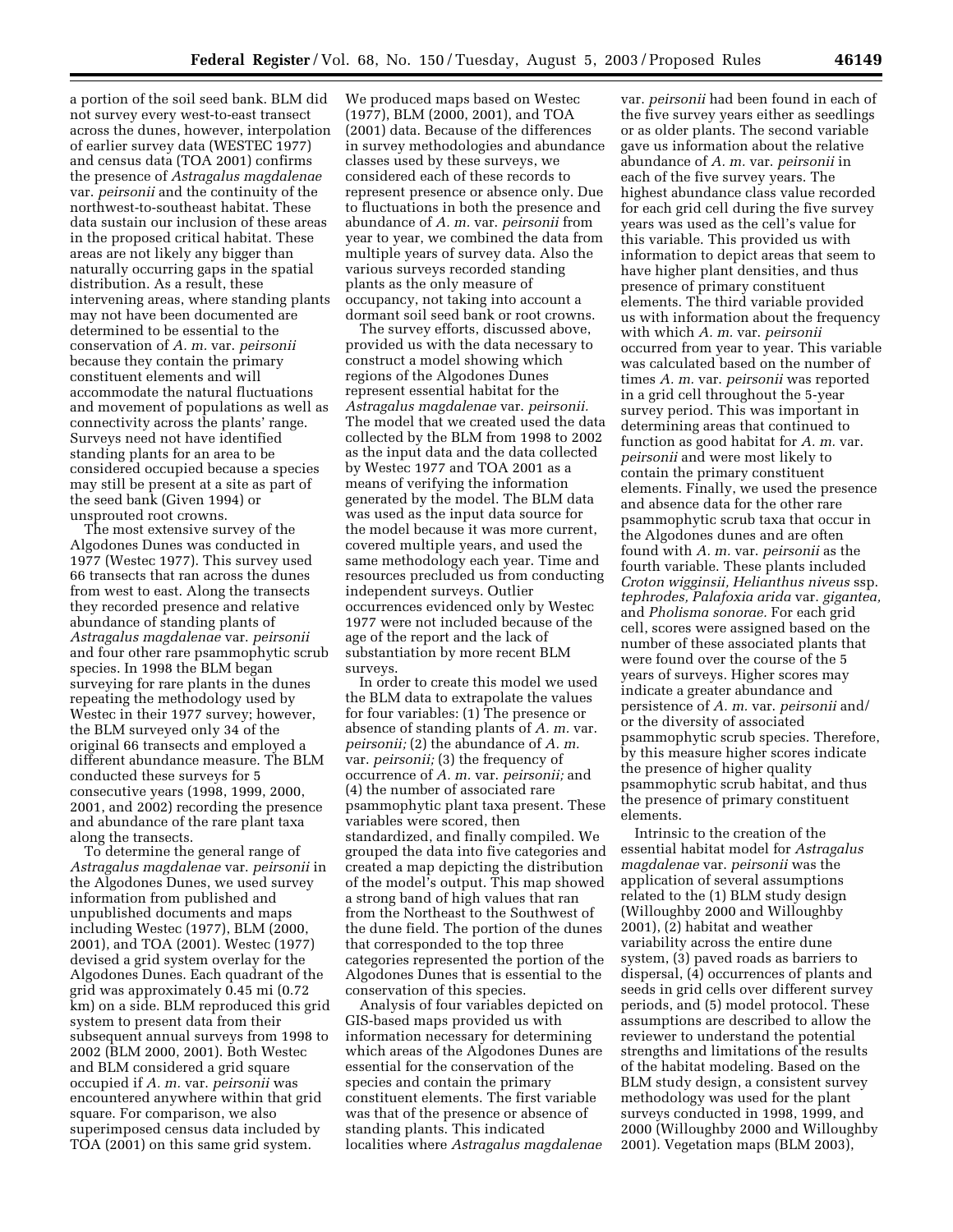a portion of the soil seed bank. BLM did not survey every west-to-east transect across the dunes, however, interpolation of earlier survey data (WESTEC 1977) and census data (TOA 2001) confirms the presence of *Astragalus magdalenae* var. *peirsonii* and the continuity of the northwest-to-southeast habitat. These data sustain our inclusion of these areas in the proposed critical habitat. These areas are not likely any bigger than naturally occurring gaps in the spatial distribution. As a result, these intervening areas, where standing plants may not have been documented are determined to be essential to the conservation of *A. m.* var. *peirsonii* because they contain the primary constituent elements and will accommodate the natural fluctuations and movement of populations as well as connectivity across the plants' range. Surveys need not have identified standing plants for an area to be considered occupied because a species may still be present at a site as part of the seed bank (Given 1994) or unsprouted root crowns.

The most extensive survey of the Algodones Dunes was conducted in 1977 (Westec 1977). This survey used 66 transects that ran across the dunes from west to east. Along the transects they recorded presence and relative abundance of standing plants of *Astragalus magdalenae* var. *peirsonii* and four other rare psammophytic scrub species. In 1998 the BLM began surveying for rare plants in the dunes repeating the methodology used by Westec in their 1977 survey; however, the BLM surveyed only 34 of the original 66 transects and employed a different abundance measure. The BLM conducted these surveys for 5 consecutive years (1998, 1999, 2000, 2001, and 2002) recording the presence and abundance of the rare plant taxa along the transects.

To determine the general range of *Astragalus magdalenae* var. *peirsonii* in the Algodones Dunes, we used survey information from published and unpublished documents and maps including Westec (1977), BLM (2000, 2001), and TOA (2001). Westec (1977) devised a grid system overlay for the Algodones Dunes. Each quadrant of the grid was approximately 0.45 mi (0.72 km) on a side. BLM reproduced this grid system to present data from their subsequent annual surveys from 1998 to 2002 (BLM 2000, 2001). Both Westec and BLM considered a grid square occupied if *A. m.* var. *peirsonii* was encountered anywhere within that grid square. For comparison, we also superimposed census data included by TOA (2001) on this same grid system.

We produced maps based on Westec (1977), BLM (2000, 2001), and TOA (2001) data. Because of the differences in survey methodologies and abundance classes used by these surveys, we considered each of these records to represent presence or absence only. Due to fluctuations in both the presence and abundance of *A. m.* var. *peirsonii* from year to year, we combined the data from multiple years of survey data. Also the various surveys recorded standing plants as the only measure of occupancy, not taking into account a dormant soil seed bank or root crowns.

The survey efforts, discussed above, provided us with the data necessary to construct a model showing which regions of the Algodones Dunes represent essential habitat for the *Astragalus magdalenae* var. *peirsonii*. The model that we created used the data collected by the BLM from 1998 to 2002 as the input data and the data collected by Westec 1977 and TOA 2001 as a means of verifying the information generated by the model. The BLM data was used as the input data source for the model because it was more current, covered multiple years, and used the same methodology each year. Time and resources precluded us from conducting independent surveys. Outlier occurrences evidenced only by Westec 1977 were not included because of the age of the report and the lack of substantiation by more recent BLM surveys.

In order to create this model we used the BLM data to extrapolate the values for four variables: (1) The presence or absence of standing plants of *A. m.* var. *peirsonii;* (2) the abundance of *A. m.* var. *peirsonii;* (3) the frequency of occurrence of *A. m.* var. *peirsonii;* and (4) the number of associated rare psammophytic plant taxa present. These variables were scored, then standardized, and finally compiled. We grouped the data into five categories and created a map depicting the distribution of the model's output. This map showed a strong band of high values that ran from the Northeast to the Southwest of the dune field. The portion of the dunes that corresponded to the top three categories represented the portion of the Algodones Dunes that is essential to the conservation of this species.

Analysis of four variables depicted on GIS-based maps provided us with information necessary for determining which areas of the Algodones Dunes are essential for the conservation of the species and contain the primary constituent elements. The first variable was that of the presence or absence of standing plants. This indicated localities where *Astragalus magdalenae* var. *peirsonii* had been found in each of the five survey years either as seedlings or as older plants. The second variable gave us information about the relative abundance of *A. m.* var. *peirsonii* in each of the five survey years. The highest abundance class value recorded for each grid cell during the five survey years was used as the cell's value for this variable. This provided us with information to depict areas that seem to have higher plant densities, and thus presence of primary constituent elements. The third variable provided us with information about the frequency with which *A. m.* var. *peirsonii* occurred from year to year. This variable was calculated based on the number of times *A. m.* var. *peirsonii* was reported in a grid cell throughout the 5-year survey period. This was important in determining areas that continued to function as good habitat for *A. m.* var. *peirsonii* and were most likely to contain the primary constituent elements. Finally, we used the presence and absence data for the other rare psammophytic scrub taxa that occur in the Algodones dunes and are often found with *A. m.* var. *peirsonii* as the fourth variable. These plants included *Croton wigginsii, Helianthus niveus* ssp. *tephrodes, Palafoxia arida* var. *gigantea,* and *Pholisma sonorae.* For each grid cell, scores were assigned based on the number of these associated plants that were found over the course of the 5 years of surveys. Higher scores may indicate a greater abundance and persistence of *A. m.* var. *peirsonii* and/or the diversity of associated psammophytic scrub species. Therefore, by this measure higher scores indicate the presence of higher quality psammophytic scrub habitat, and thus the presence of primary constituent elements.

Intrinsic to the creation of the essential habitat model for *Astragalus magdalenae* var. *peirsonii* was the application of several assumptions related to the (1) BLM study design (Willoughby 2000 and Willoughby 2001), (2) habitat and weather variability across the entire dune system, (3) paved roads as barriers to dispersal, (4) occurrences of plants and seeds in grid cells over different survey periods, and (5) model protocol. These assumptions are described to allow the reviewer to understand the potential strengths and limitations of the results of the habitat modeling. Based on the BLM study design, a consistent survey methodology was used for the plant surveys conducted in 1998, 1999, and 2000 (Willoughby 2000 and Willoughby 2001). Vegetation maps (BLM 2003),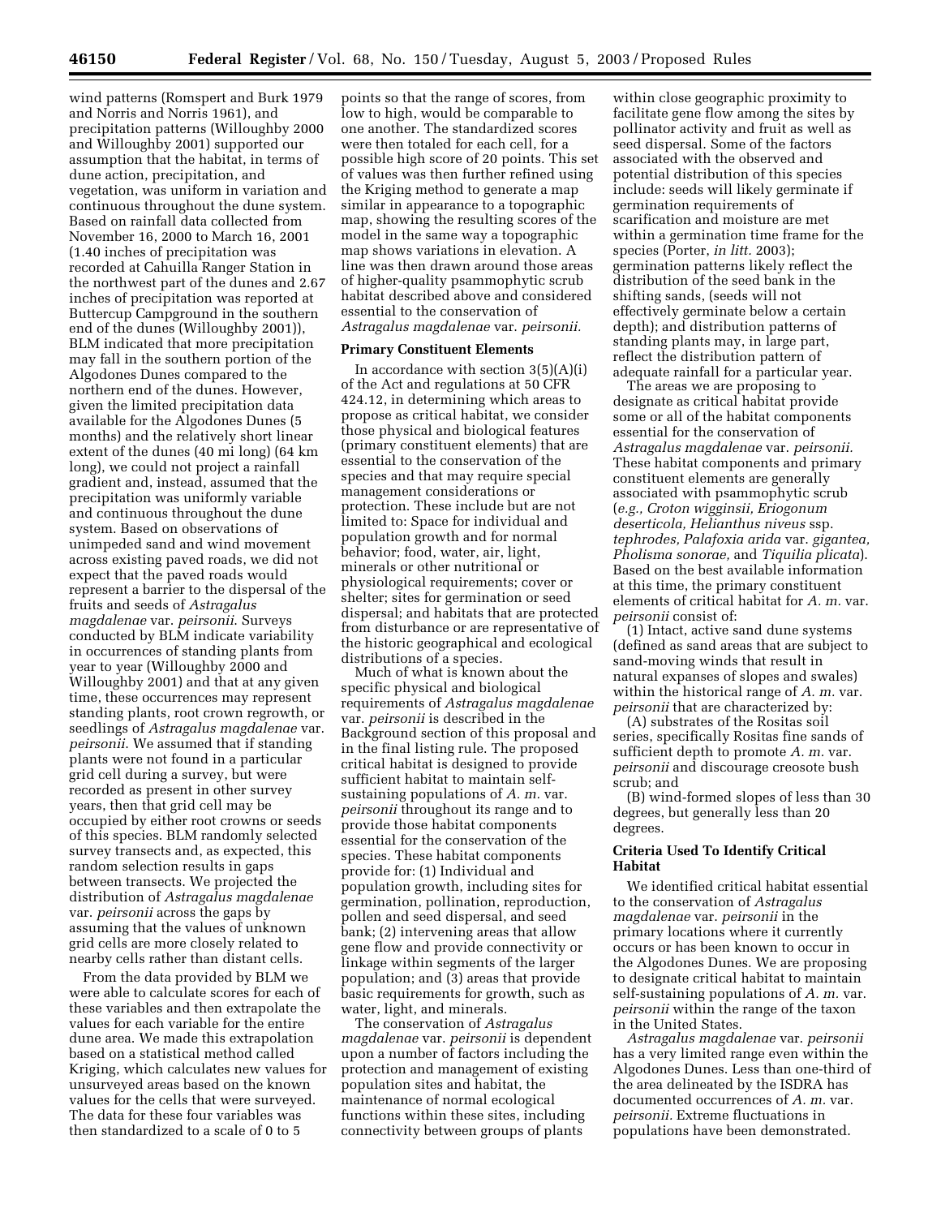wind patterns (Romspert and Burk 1979 and Norris and Norris 1961), and precipitation patterns (Willoughby 2000 and Willoughby 2001) supported our assumption that the habitat, in terms of dune action, precipitation, and vegetation, was uniform in variation and continuous throughout the dune system. Based on rainfall data collected from November 16, 2000 to March 16, 2001 (1.40 inches of precipitation was recorded at Cahuilla Ranger Station in the northwest part of the dunes and 2.67 inches of precipitation was reported at Buttercup Campground in the southern end of the dunes (Willoughby 2001)), BLM indicated that more precipitation may fall in the southern portion of the Algodones Dunes compared to the northern end of the dunes. However, given the limited precipitation data available for the Algodones Dunes (5 months) and the relatively short linear extent of the dunes (40 mi long) (64 km long), we could not project a rainfall gradient and, instead, assumed that the precipitation was uniformly variable and continuous throughout the dune system. Based on observations of unimpeded sand and wind movement across existing paved roads, we did not expect that the paved roads would represent a barrier to the dispersal of the fruits and seeds of *Astragalus magdalenae* var. *peirsonii*. Surveys conducted by BLM indicate variability in occurrences of standing plants from year to year (Willoughby 2000 and Willoughby 2001) and that at any given time, these occurrences may represent standing plants, root crown regrowth, or seedlings of *Astragalus magdalenae* var. *peirsonii*. We assumed that if standing plants were not found in a particular grid cell during a survey, but were recorded as present in other survey years, then that grid cell may be occupied by either root crowns or seeds of this species. BLM randomly selected survey transects and, as expected, this random selection results in gaps between transects. We projected the distribution of *Astragalus magdalenae* var. *peirsonii* across the gaps by assuming that the values of unknown grid cells are more closely related to nearby cells rather than distant cells.

From the data provided by BLM we were able to calculate scores for each of these variables and then extrapolate the values for each variable for the entire dune area. We made this extrapolation based on a statistical method called Kriging, which calculates new values for unsurveyed areas based on the known values for the cells that were surveyed. The data for these four variables was then standardized to a scale of 0 to 5 points so that the range of scores, from low to high, would be comparable to one another. The standardized scores were then totaled for each cell, for a possible high score of 20 points. This set of values was then further refined using the Kriging method to generate a map similar in appearance to a topographic map, showing the resulting scores of the model in the same way a topographic map shows variations in elevation. A line was then drawn around those areas of higher-quality psammophytic scrub habitat described above and considered essential to the conservation of *Astragalus magdalenae* var. *peirsonii*.

## Primary Constituent Elements

In accordance with section 3(5)(A)(i) of the Act and regulations at 50 CFR 424.12, in determining which areas to propose as critical habitat, we consider those physical and biological features (primary constituent elements) that are essential to the conservation of the species and that may require special management considerations or protection. These include but are not limited to: Space for individual and population growth and for normal behavior; food, water, air, light, minerals or other nutritional or physiological requirements; cover or shelter; sites for germination or seed dispersal; and habitats that are protected from disturbance or are representative of the historic geographical and ecological distributions of a species.

Much of what is known about the specific physical and biological requirements of *Astragalus magdalenae* var. *peirsonii* is described in the Background section of this proposal and in the final listing rule. The proposed critical habitat is designed to provide sufficient habitat to maintain self-sustaining populations of *A. m.* var. *peirsonii* throughout its range and to provide those habitat components essential for the conservation of the species. These habitat components provide for: (1) Individual and population growth, including sites for germination, pollination, reproduction, pollen and seed dispersal, and seed bank; (2) intervening areas that allow gene flow and provide connectivity or linkage within segments of the larger population; and (3) areas that provide basic requirements for growth, such as water, light, and minerals.

The conservation of *Astragalus magdalenae* var. *peirsonii* is dependent upon a number of factors including the protection and management of existing population sites and habitat, the maintenance of normal ecological functions within these sites, including connectivity between groups of plants within close geographic proximity to facilitate gene flow among the sites by pollinator activity and fruit as well as seed dispersal. Some of the factors associated with the observed and potential distribution of this species include: seeds will likely germinate if germination requirements of scarification and moisture are met within a germination time frame for the species (Porter, *in litt.* 2003); germination patterns likely reflect the distribution of the seed bank in the shifting sands, (seeds will not effectively germinate below a certain depth); and distribution patterns of standing plants may, in large part, reflect the distribution pattern of adequate rainfall for a particular year.

The areas we are proposing to designate as critical habitat provide some or all of the habitat components essential for the conservation of *Astragalus magdalenae* var. *peirsonii*. These habitat components and primary constituent elements are generally associated with psammophytic scrub (*e.g., Croton wigginsii, Eriogonum deserticola, Helianthus niveus* ssp. *tephrodes, Palafoxia arida* var. *gigantea, Pholisma sonorae,* and *Tiquilia plicata*). Based on the best available information at this time, the primary constituent elements of critical habitat for *A. m.* var. *peirsonii* consist of:

(1) Intact, active sand dune systems (defined as sand areas that are subject to sand-moving winds that result in natural expanses of slopes and swales) within the historical range of *A. m.* var. *peirsonii* that are characterized by:

(A) substrates of the Rositas soil series, specifically Rositas fine sands of sufficient depth to promote *A. m.* var. *peirsonii* and discourage creosote bush scrub; and

(B) wind-formed slopes of less than 30 degrees, but generally less than 20 degrees.

## Criteria Used To Identify Critical Habitat

We identified critical habitat essential to the conservation of *Astragalus magdalenae* var. *peirsonii* in the primary locations where it currently occurs or has been known to occur in the Algodones Dunes. We are proposing to designate critical habitat to maintain self-sustaining populations of *A. m.* var. *peirsonii* within the range of the taxon in the United States.

*Astragalus magdalenae* var. *peirsonii* has a very limited range even within the Algodones Dunes. Less than one-third of the area delineated by the ISDRA has documented occurrences of *A. m.* var. *peirsonii*. Extreme fluctuations in populations have been demonstrated.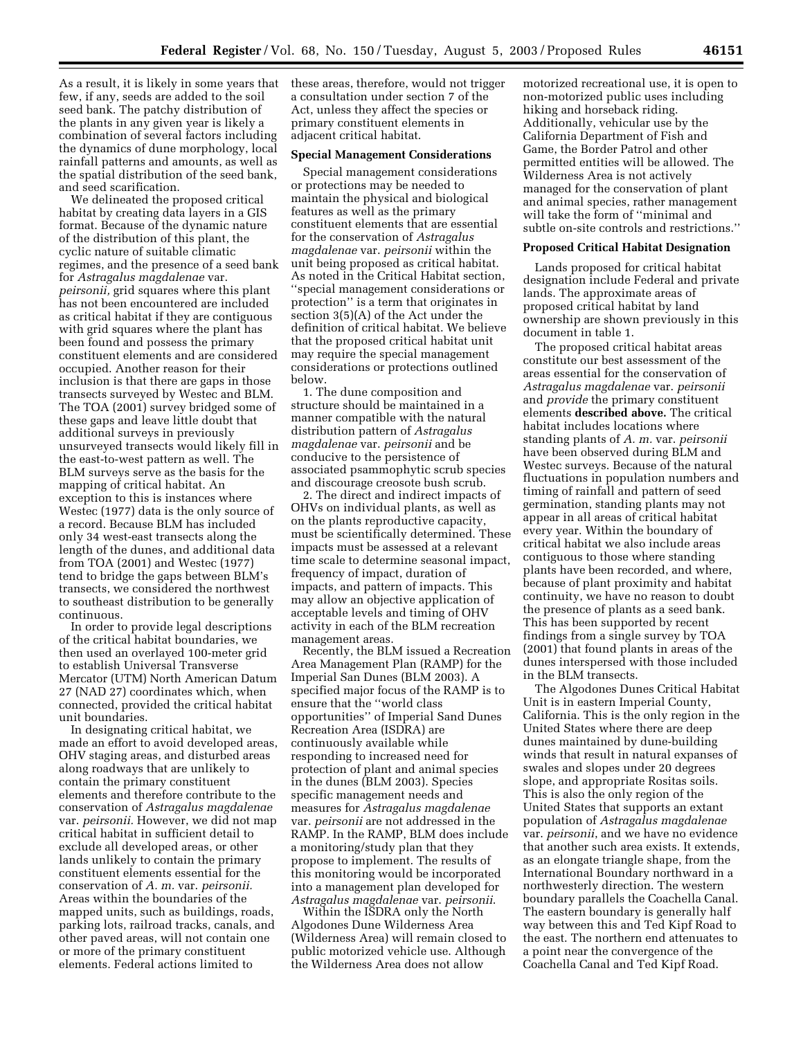As a result, it is likely in some years that few, if any, seeds are added to the soil seed bank. The patchy distribution of the plants in any given year is likely a combination of several factors including the dynamics of dune morphology, local rainfall patterns and amounts, as well as the spatial distribution of the seed bank, and seed scarification.

We delineated the proposed critical habitat by creating data layers in a GIS format. Because of the dynamic nature of the distribution of this plant, the cyclic nature of suitable climatic regimes, and the presence of a seed bank for *Astragalus magdalenae* var. *peirsonii,* grid squares where this plant has not been encountered are included as critical habitat if they are contiguous with grid squares where the plant has been found and possess the primary constituent elements and are considered occupied. Another reason for their inclusion is that there are gaps in those transects surveyed by Westec and BLM. The TOA (2001) survey bridged some of these gaps and leave little doubt that additional surveys in previously unsurveyed transects would likely fill in the east-to-west pattern as well. The BLM surveys serve as the basis for the mapping of critical habitat. An exception to this is instances where Westec (1977) data is the only source of a record. Because BLM has included only 34 west-east transects along the length of the dunes, and additional data from TOA (2001) and Westec (1977) tend to bridge the gaps between BLM's transects, we considered the northwest to southeast distribution to be generally continuous.

In order to provide legal descriptions of the critical habitat boundaries, we then used an overlayed 100-meter grid to establish Universal Transverse Mercator (UTM) North American Datum 27 (NAD 27) coordinates which, when connected, provided the critical habitat unit boundaries.

In designating critical habitat, we made an effort to avoid developed areas, OHV staging areas, and disturbed areas along roadways that are unlikely to contain the primary constituent elements and therefore contribute to the conservation of *Astragalus magdalenae* var. *peirsonii.* However, we did not map critical habitat in sufficient detail to exclude all developed areas, or other lands unlikely to contain the primary constituent elements essential for the conservation of *A. m.* var. *peirsonii.* Areas within the boundaries of the mapped units, such as buildings, roads, parking lots, railroad tracks, canals, and other paved areas, will not contain one or more of the primary constituent elements. Federal actions limited to these areas, therefore, would not trigger a consultation under section 7 of the Act, unless they affect the species or primary constituent elements in adjacent critical habitat.

**Special Management Considerations**

Special management considerations or protections may be needed to maintain the physical and biological features as well as the primary constituent elements that are essential for the conservation of *Astragalus magdalenae* var. *peirsonii* within the unit being proposed as critical habitat. As noted in the Critical Habitat section, ''special management considerations or protection'' is a term that originates in section 3(5)(A) of the Act under the definition of critical habitat. We believe that the proposed critical habitat unit may require the special management considerations or protections outlined below.

1. The dune composition and structure should be maintained in a manner compatible with the natural distribution pattern of *Astragalus magdalenae* var. *peirsonii* and be conducive to the persistence of associated psammophytic scrub species and discourage creosote bush scrub.

2. The direct and indirect impacts of OHVs on individual plants, as well as on the plants reproductive capacity, must be scientifically determined. These impacts must be assessed at a relevant time scale to determine seasonal impact, frequency of impact, duration of impacts, and pattern of impacts. This may allow an objective application of acceptable levels and timing of OHV activity in each of the BLM recreation management areas.

Recently, the BLM issued a Recreation Area Management Plan (RAMP) for the Imperial San Dunes (BLM 2003). A specified major focus of the RAMP is to ensure that the ''world class opportunities'' of Imperial Sand Dunes Recreation Area (ISDRA) are continuously available while responding to increased need for protection of plant and animal species in the dunes (BLM 2003). Species specific management needs and measures for *Astragalus magdalenae* var. *peirsonii* are not addressed in the RAMP. In the RAMP, BLM does include a monitoring/study plan that they propose to implement. The results of this monitoring would be incorporated into a management plan developed for *Astragalus magdalenae* var. *peirsonii*.

Within the ISDRA only the North Algodones Dune Wilderness Area (Wilderness Area) will remain closed to public motorized vehicle use. Although the Wilderness Area does not allow motorized recreational use, it is open to non-motorized public uses including hiking and horseback riding. Additionally, vehicular use by the California Department of Fish and Game, the Border Patrol and other permitted entities will be allowed. The Wilderness Area is not actively managed for the conservation of plant and animal species, rather management will take the form of ''minimal and subtle on-site controls and restrictions.''

**Proposed Critical Habitat Designation**

Lands proposed for critical habitat designation include Federal and private lands. The approximate areas of proposed critical habitat by land ownership are shown previously in this document in table 1.

The proposed critical habitat areas constitute our best assessment of the areas essential for the conservation of *Astragalus magdalenae* var. *peirsonii* and *provide* the primary constituent elements **described above.** The critical habitat includes locations where standing plants of *A. m.* var. *peirsonii* have been observed during BLM and Westec surveys. Because of the natural fluctuations in population numbers and timing of rainfall and pattern of seed germination, standing plants may not appear in all areas of critical habitat every year. Within the boundary of critical habitat we also include areas contiguous to those where standing plants have been recorded, and where, because of plant proximity and habitat continuity, we have no reason to doubt the presence of plants as a seed bank. This has been supported by recent findings from a single survey by TOA (2001) that found plants in areas of the dunes interspersed with those included in the BLM transects.

The Algodones Dunes Critical Habitat Unit is in eastern Imperial County, California. This is the only region in the United States where there are deep dunes maintained by dune-building winds that result in natural expanses of swales and slopes under 20 degrees slope, and appropriate Rositas soils. This is also the only region of the United States that supports an extant population of *Astragalus magdalenae* var. *peirsonii*, and we have no evidence that another such area exists. It extends, as an elongate triangle shape, from the International Boundary northward in a northwesterly direction. The western boundary parallels the Coachella Canal. The eastern boundary is generally half way between this and Ted Kipf Road to the east. The northern end attenuates to a point near the convergence of the Coachella Canal and Ted Kipf Road.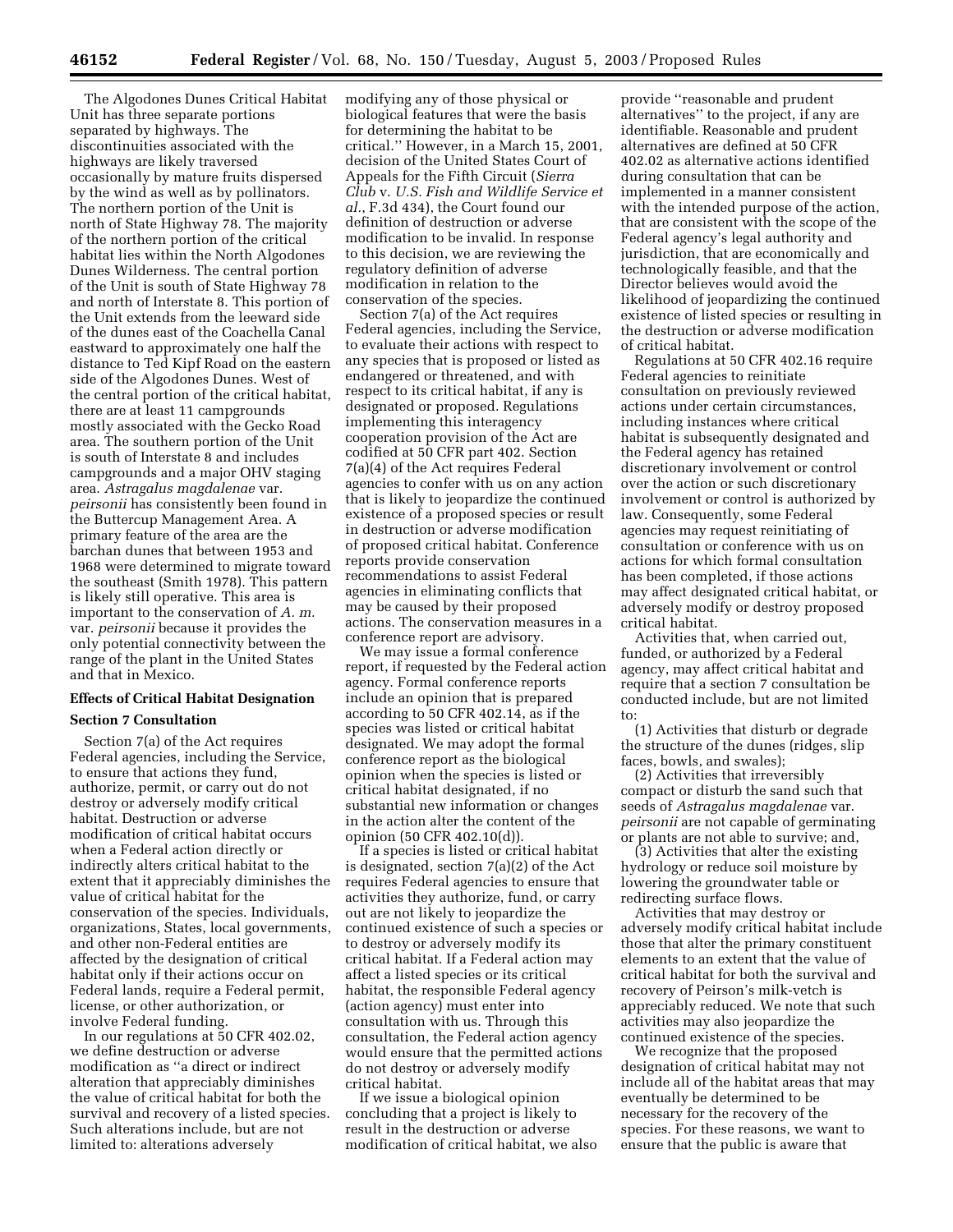The Algodones Dunes Critical Habitat Unit has three separate portions separated by highways. The discontinuities associated with the highways are likely traversed occasionally by mature fruits dispersed by the wind as well as by pollinators. The northern portion of the Unit is north of State Highway 78. The majority of the northern portion of the critical habitat lies within the North Algodones Dunes Wilderness. The central portion of the Unit is south of State Highway 78 and north of Interstate 8. This portion of the Unit extends from the leeward side of the dunes east of the Coachella Canal eastward to approximately one half the distance to Ted Kipf Road on the eastern side of the Algodones Dunes. West of the central portion of the critical habitat, there are at least 11 campgrounds mostly associated with the Gecko Road area. The southern portion of the Unit is south of Interstate 8 and includes campgrounds and a major OHV staging area. *Astragalus magdalenae* var. *peirsonii* has consistently been found in the Buttercup Management Area. A primary feature of the area are the barchan dunes that between 1953 and 1968 were determined to migrate toward the southeast (Smith 1978). This pattern is likely still operative. This area is important to the conservation of *A. m.* var. *peirsonii* because it provides the only potential connectivity between the range of the plant in the United States and that in Mexico.

## Effects of Critical Habitat Designation

### Section 7 Consultation

Section 7(a) of the Act requires Federal agencies, including the Service, to ensure that actions they fund, authorize, permit, or carry out do not destroy or adversely modify critical habitat. Destruction or adverse modification of critical habitat occurs when a Federal action directly or indirectly alters critical habitat to the extent that it appreciably diminishes the value of critical habitat for the conservation of the species. Individuals, organizations, States, local governments, and other non-Federal entities are affected by the designation of critical habitat only if their actions occur on Federal lands, require a Federal permit, license, or other authorization, or involve Federal funding.

In our regulations at 50 CFR 402.02, we define destruction or adverse modification as "a direct or indirect alteration that appreciably diminishes the value of critical habitat for both the survival and recovery of a listed species. Such alterations include, but are not limited to: alterations adversely modifying any of those physical or biological features that were the basis for determining the habitat to be critical." However, in a March 15, 2001, decision of the United States Court of Appeals for the Fifth Circuit (*Sierra Club* v. *U.S. Fish and Wildlife Service et al.*, F.3d 434), the Court found our definition of destruction or adverse modification to be invalid. In response to this decision, we are reviewing the regulatory definition of adverse modification in relation to the conservation of the species.

Section 7(a) of the Act requires Federal agencies, including the Service, to evaluate their actions with respect to any species that is proposed or listed as endangered or threatened, and with respect to its critical habitat, if any is designated or proposed. Regulations implementing this interagency cooperation provision of the Act are codified at 50 CFR part 402. Section 7(a)(4) of the Act requires Federal agencies to confer with us on any action that is likely to jeopardize the continued existence of a proposed species or result in destruction or adverse modification of proposed critical habitat. Conference reports provide conservation recommendations to assist Federal agencies in eliminating conflicts that may be caused by their proposed actions. The conservation measures in a conference report are advisory.

We may issue a formal conference report, if requested by the Federal action agency. Formal conference reports include an opinion that is prepared according to 50 CFR 402.14, as if the species was listed or critical habitat designated. We may adopt the formal conference report as the biological opinion when the species is listed or critical habitat designated, if no substantial new information or changes in the action alter the content of the opinion (50 CFR 402.10(d)).

If a species is listed or critical habitat is designated, section 7(a)(2) of the Act requires Federal agencies to ensure that activities they authorize, fund, or carry out are not likely to jeopardize the continued existence of such a species or to destroy or adversely modify its critical habitat. If a Federal action may affect a listed species or its critical habitat, the responsible Federal agency (action agency) must enter into consultation with us. Through this consultation, the Federal action agency would ensure that the permitted actions do not destroy or adversely modify critical habitat.

If we issue a biological opinion concluding that a project is likely to result in the destruction or adverse modification of critical habitat, we also provide "reasonable and prudent alternatives" to the project, if any are identifiable. Reasonable and prudent alternatives are defined at 50 CFR 402.02 as alternative actions identified during consultation that can be implemented in a manner consistent with the intended purpose of the action, that are consistent with the scope of the Federal agency's legal authority and jurisdiction, that are economically and technologically feasible, and that the Director believes would avoid the likelihood of jeopardizing the continued existence of listed species or resulting in the destruction or adverse modification of critical habitat.

Regulations at 50 CFR 402.16 require Federal agencies to reinitiate consultation on previously reviewed actions under certain circumstances, including instances where critical habitat is subsequently designated and the Federal agency has retained discretionary involvement or control over the action or such discretionary involvement or control is authorized by law. Consequently, some Federal agencies may request reinitiating of consultation or conference with us on actions for which formal consultation has been completed, if those actions may affect designated critical habitat, or adversely modify or destroy proposed critical habitat.

Activities that, when carried out, funded, or authorized by a Federal agency, may affect critical habitat and require that a section 7 consultation be conducted include, but are not limited to:

(1) Activities that disturb or degrade the structure of the dunes (ridges, slip faces, bowls, and swales);

(2) Activities that irreversibly compact or disturb the sand such that seeds of *Astragalus magdalenae* var. *peirsonii* are not capable of germinating or plants are not able to survive; and,

(3) Activities that alter the existing hydrology or reduce soil moisture by lowering the groundwater table or redirecting surface flows.

Activities that may destroy or adversely modify critical habitat include those that alter the primary constituent elements to an extent that the value of critical habitat for both the survival and recovery of Peirson's milk-vetch is appreciably reduced. We note that such activities may also jeopardize the continued existence of the species.

We recognize that the proposed designation of critical habitat may not include all of the habitat areas that may eventually be determined to be necessary for the recovery of the species. For these reasons, we want to ensure that the public is aware that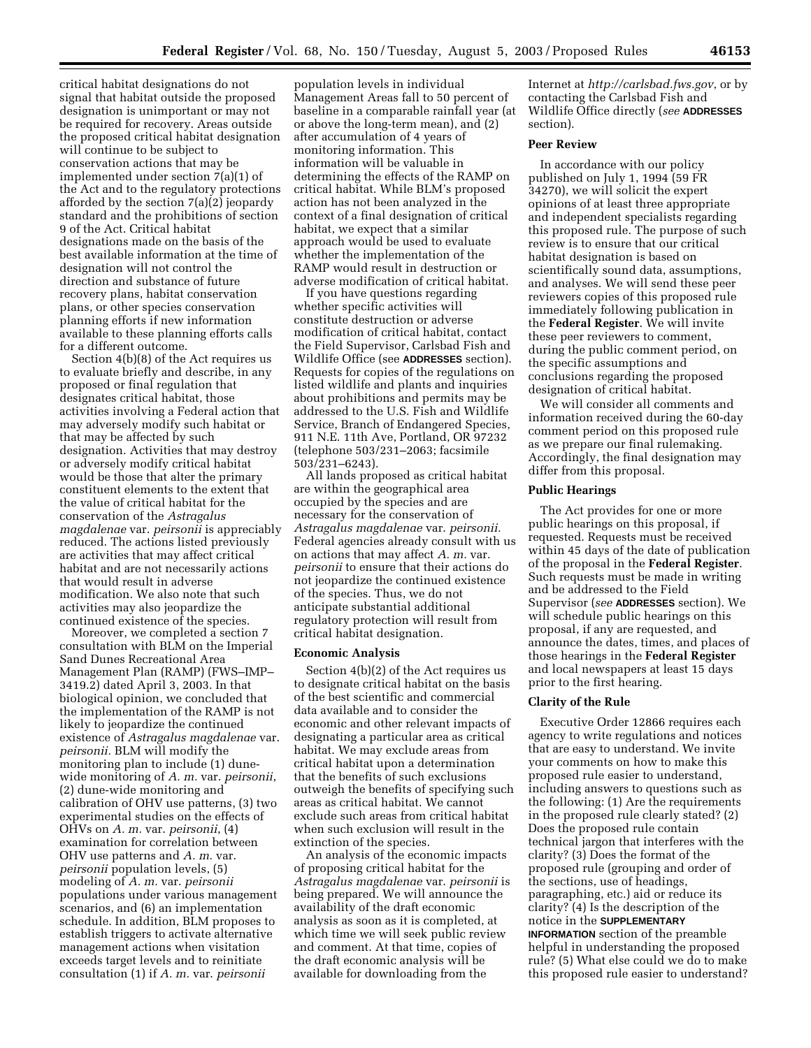critical habitat designations do not signal that habitat outside the proposed designation is unimportant or may not be required for recovery. Areas outside the proposed critical habitat designation will continue to be subject to conservation actions that may be implemented under section 7(a)(1) of the Act and to the regulatory protections afforded by the section 7(a)(2) jeopardy standard and the prohibitions of section 9 of the Act. Critical habitat designations made on the basis of the best available information at the time of designation will not control the direction and substance of future recovery plans, habitat conservation plans, or other species conservation planning efforts if new information available to these planning efforts calls for a different outcome.

Section 4(b)(8) of the Act requires us to evaluate briefly and describe, in any proposed or final regulation that designates critical habitat, those activities involving a Federal action that may adversely modify such habitat or that may be affected by such designation. Activities that may destroy or adversely modify critical habitat would be those that alter the primary constituent elements to the extent that the value of critical habitat for the conservation of the *Astragalus magdalenae* var. *peirsonii* is appreciably reduced. The actions listed previously are activities that may affect critical habitat and are not necessarily actions that would result in adverse modification. We also note that such activities may also jeopardize the continued existence of the species.

Moreover, we completed a section 7 consultation with BLM on the Imperial Sand Dunes Recreational Area Management Plan (RAMP) (FWS–IMP–3419.2) dated April 3, 2003. In that biological opinion, we concluded that the implementation of the RAMP is not likely to jeopardize the continued existence of *Astragalus magdalenae* var. *peirsonii.* BLM will modify the monitoring plan to include (1) dune-wide monitoring of *A. m.* var. *peirsonii*, (2) dune-wide monitoring and calibration of OHV use patterns, (3) two experimental studies on the effects of OHVs on *A. m.* var. *peirsonii*, (4) examination for correlation between OHV use patterns and *A. m.* var. *peirsonii* population levels, (5) modeling of *A. m.* var. *peirsonii* populations under various management scenarios, and (6) an implementation schedule. In addition, BLM proposes to establish triggers to activate alternative management actions when visitation exceeds target levels and to reinitiate consultation (1) if *A. m.* var. *peirsonii* population levels in individual Management Areas fall to 50 percent of baseline in a comparable rainfall year (at or above the long-term mean), and (2) after accumulation of 4 years of monitoring information. This information will be valuable in determining the effects of the RAMP on critical habitat. While BLM's proposed action has not been analyzed in the context of a final designation of critical habitat, we expect that a similar approach would be used to evaluate whether the implementation of the RAMP would result in destruction or adverse modification of critical habitat.

If you have questions regarding whether specific activities will constitute destruction or adverse modification of critical habitat, contact the Field Supervisor, Carlsbad Fish and Wildlife Office (see **ADDRESSES** section). Requests for copies of the regulations on listed wildlife and plants and inquiries about prohibitions and permits may be addressed to the U.S. Fish and Wildlife Service, Branch of Endangered Species, 911 N.E. 11th Ave, Portland, OR 97232 (telephone 503/231–2063; facsimile 503/231–6243).

All lands proposed as critical habitat are within the geographical area occupied by the species and are necessary for the conservation of *Astragalus magdalenae* var. *peirsonii.* Federal agencies already consult with us on actions that may affect *A. m.* var. *peirsonii* to ensure that their actions do not jeopardize the continued existence of the species. Thus, we do not anticipate substantial additional regulatory protection will result from critical habitat designation.

### Economic Analysis

Section 4(b)(2) of the Act requires us to designate critical habitat on the basis of the best scientific and commercial data available and to consider the economic and other relevant impacts of designating a particular area as critical habitat. We may exclude areas from critical habitat upon a determination that the benefits of such exclusions outweigh the benefits of specifying such areas as critical habitat. We cannot exclude such areas from critical habitat when such exclusion will result in the extinction of the species.

An analysis of the economic impacts of proposing critical habitat for the *Astragalus magdalenae* var. *peirsonii* is being prepared. We will announce the availability of the draft economic analysis as soon as it is completed, at which time we will seek public review and comment. At that time, copies of the draft economic analysis will be available for downloading from the Internet at *http://carlsbad.fws.gov*, or by contacting the Carlsbad Fish and Wildlife Office directly (*see* **ADDRESSES** section).

### Peer Review

In accordance with our policy published on July 1, 1994 (59 FR 34270), we will solicit the expert opinions of at least three appropriate and independent specialists regarding this proposed rule. The purpose of such review is to ensure that our critical habitat designation is based on scientifically sound data, assumptions, and analyses. We will send these peer reviewers copies of this proposed rule immediately following publication in the **Federal Register**. We will invite these peer reviewers to comment, during the public comment period, on the specific assumptions and conclusions regarding the proposed designation of critical habitat.

We will consider all comments and information received during the 60-day comment period on this proposed rule as we prepare our final rulemaking. Accordingly, the final designation may differ from this proposal.

### Public Hearings

The Act provides for one or more public hearings on this proposal, if requested. Requests must be received within 45 days of the date of publication of the proposal in the **Federal Register**. Such requests must be made in writing and be addressed to the Field Supervisor (*see* **ADDRESSES** section). We will schedule public hearings on this proposal, if any are requested, and announce the dates, times, and places of those hearings in the **Federal Register** and local newspapers at least 15 days prior to the first hearing.

### Clarity of the Rule

Executive Order 12866 requires each agency to write regulations and notices that are easy to understand. We invite your comments on how to make this proposed rule easier to understand, including answers to questions such as the following: (1) Are the requirements in the proposed rule clearly stated? (2) Does the proposed rule contain technical jargon that interferes with the clarity? (3) Does the format of the proposed rule (grouping and order of the sections, use of headings, paragraphing, etc.) aid or reduce its clarity? (4) Is the description of the notice in the **SUPPLEMENTARY INFORMATION** section of the preamble helpful in understanding the proposed rule? (5) What else could we do to make this proposed rule easier to understand?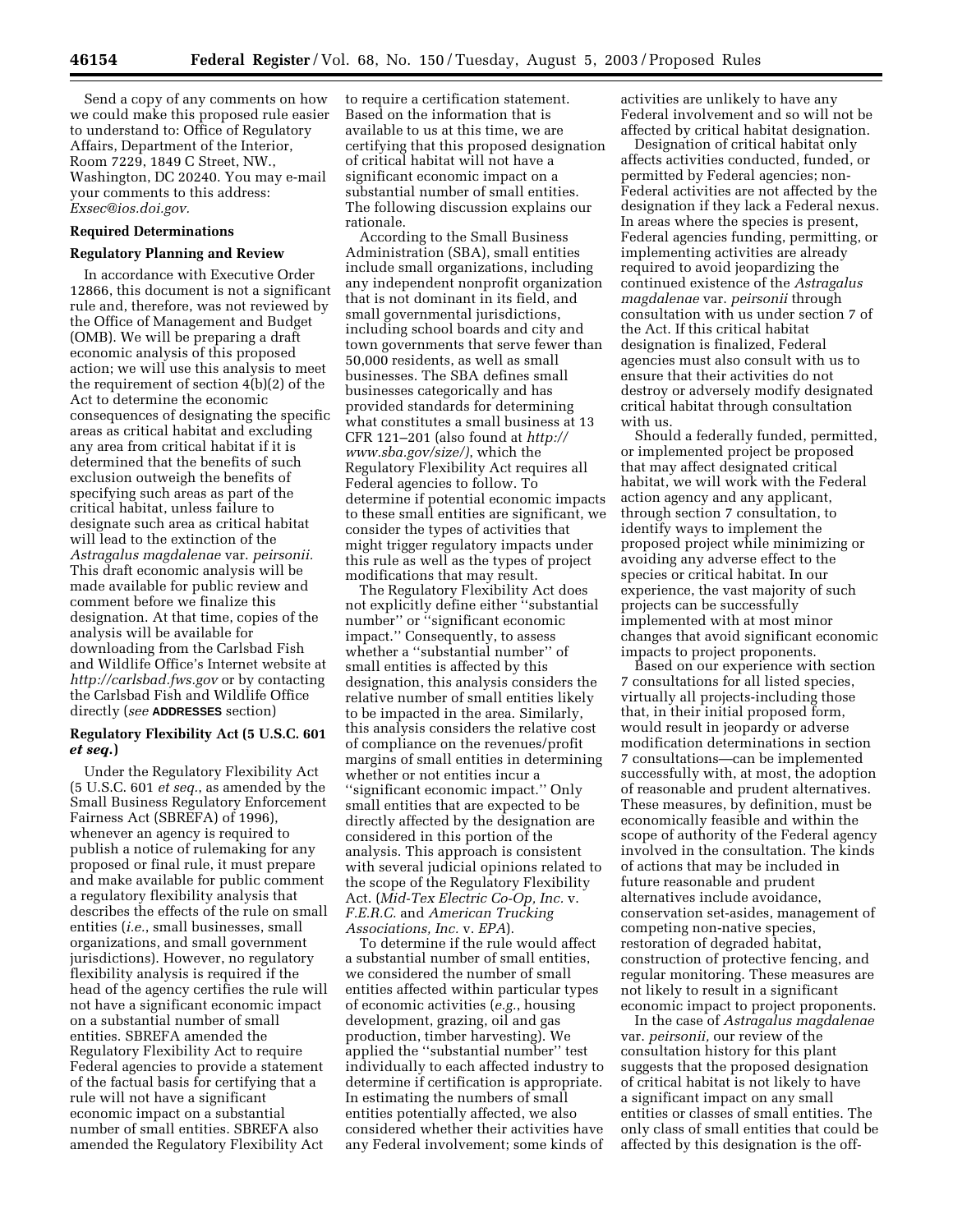Send a copy of any comments on how we could make this proposed rule easier to understand to: Office of Regulatory Affairs, Department of the Interior, Room 7229, 1849 C Street, NW., Washington, DC 20240. You may e-mail your comments to this address: *Exsec@ios.doi.gov*.

## Required Determinations

### Regulatory Planning and Review

In accordance with Executive Order 12866, this document is not a significant rule and, therefore, was not reviewed by the Office of Management and Budget (OMB). We will be preparing a draft economic analysis of this proposed action; we will use this analysis to meet the requirement of section 4(b)(2) of the Act to determine the economic consequences of designating the specific areas as critical habitat and excluding any area from critical habitat if it is determined that the benefits of such exclusion outweigh the benefits of specifying such areas as part of the critical habitat, unless failure to designate such area as critical habitat will lead to the extinction of the *Astragalus magdalenae* var. *peirsonii.* This draft economic analysis will be made available for public review and comment before we finalize this designation. At that time, copies of the analysis will be available for downloading from the Carlsbad Fish and Wildlife Office's Internet website at *http://carlsbad.fws.gov* or by contacting the Carlsbad Fish and Wildlife Office directly (*see* **ADDRESSES** section)

### Regulatory Flexibility Act (5 U.S.C. 601 *et seq.*)

Under the Regulatory Flexibility Act (5 U.S.C. 601 *et seq.*, as amended by the Small Business Regulatory Enforcement Fairness Act (SBREFA) of 1996), whenever an agency is required to publish a notice of rulemaking for any proposed or final rule, it must prepare and make available for public comment a regulatory flexibility analysis that describes the effects of the rule on small entities (*i.e.*, small businesses, small organizations, and small government jurisdictions). However, no regulatory flexibility analysis is required if the head of the agency certifies the rule will not have a significant economic impact on a substantial number of small entities. SBREFA amended the Regulatory Flexibility Act to require Federal agencies to provide a statement of the factual basis for certifying that a rule will not have a significant economic impact on a substantial number of small entities. SBREFA also amended the Regulatory Flexibility Act to require a certification statement. Based on the information that is available to us at this time, we are certifying that this proposed designation of critical habitat will not have a significant economic impact on a substantial number of small entities. The following discussion explains our rationale.

According to the Small Business Administration (SBA), small entities include small organizations, including any independent nonprofit organization that is not dominant in its field, and small governmental jurisdictions, including school boards and city and town governments that serve fewer than 50,000 residents, as well as small businesses. The SBA defines small businesses categorically and has provided standards for determining what constitutes a small business at 13 CFR 121–201 (also found at *http://www.sba.gov/size/)*, which the Regulatory Flexibility Act requires all Federal agencies to follow. To determine if potential economic impacts to these small entities are significant, we consider the types of activities that might trigger regulatory impacts under this rule as well as the types of project modifications that may result.

The Regulatory Flexibility Act does not explicitly define either ''substantial number'' or ''significant economic impact.'' Consequently, to assess whether a ''substantial number'' of small entities is affected by this designation, this analysis considers the relative number of small entities likely to be impacted in the area. Similarly, this analysis considers the relative cost of compliance on the revenues/profit margins of small entities in determining whether or not entities incur a ''significant economic impact.'' Only small entities that are expected to be directly affected by the designation are considered in this portion of the analysis. This approach is consistent with several judicial opinions related to the scope of the Regulatory Flexibility Act. (*Mid-Tex Electric Co-Op, Inc.* v. *F.E.R.C.* and *American Trucking Associations, Inc.* v. *EPA*).

To determine if the rule would affect a substantial number of small entities, we considered the number of small entities affected within particular types of economic activities (*e.g.*, housing development, grazing, oil and gas production, timber harvesting). We applied the ''substantial number'' test individually to each affected industry to determine if certification is appropriate. In estimating the numbers of small entities potentially affected, we also considered whether their activities have any Federal involvement; some kinds of activities are unlikely to have any Federal involvement and so will not be affected by critical habitat designation.

Designation of critical habitat only affects activities conducted, funded, or permitted by Federal agencies; non-Federal activities are not affected by the designation if they lack a Federal nexus. In areas where the species is present, Federal agencies funding, permitting, or implementing activities are already required to avoid jeopardizing the continued existence of the *Astragalus magdalenae* var. *peirsonii* through consultation with us under section 7 of the Act. If this critical habitat designation is finalized, Federal agencies must also consult with us to ensure that their activities do not destroy or adversely modify designated critical habitat through consultation with us.

Should a federally funded, permitted, or implemented project be proposed that may affect designated critical habitat, we will work with the Federal action agency and any applicant, through section 7 consultation, to identify ways to implement the proposed project while minimizing or avoiding any adverse effect to the species or critical habitat. In our experience, the vast majority of such projects can be successfully implemented with at most minor changes that avoid significant economic impacts to project proponents.

Based on our experience with section 7 consultations for all listed species, virtually all projects-including those that, in their initial proposed form, would result in jeopardy or adverse modification determinations in section 7 consultations—can be implemented successfully with, at most, the adoption of reasonable and prudent alternatives. These measures, by definition, must be economically feasible and within the scope of authority of the Federal agency involved in the consultation. The kinds of actions that may be included in future reasonable and prudent alternatives include avoidance, conservation set-asides, management of competing non-native species, restoration of degraded habitat, construction of protective fencing, and regular monitoring. These measures are not likely to result in a significant economic impact to project proponents.

In the case of *Astragalus magdalenae* var. *peirsonii,* our review of the consultation history for this plant suggests that the proposed designation of critical habitat is not likely to have a significant impact on any small entities or classes of small entities. The only class of small entities that could be affected by this designation is the off-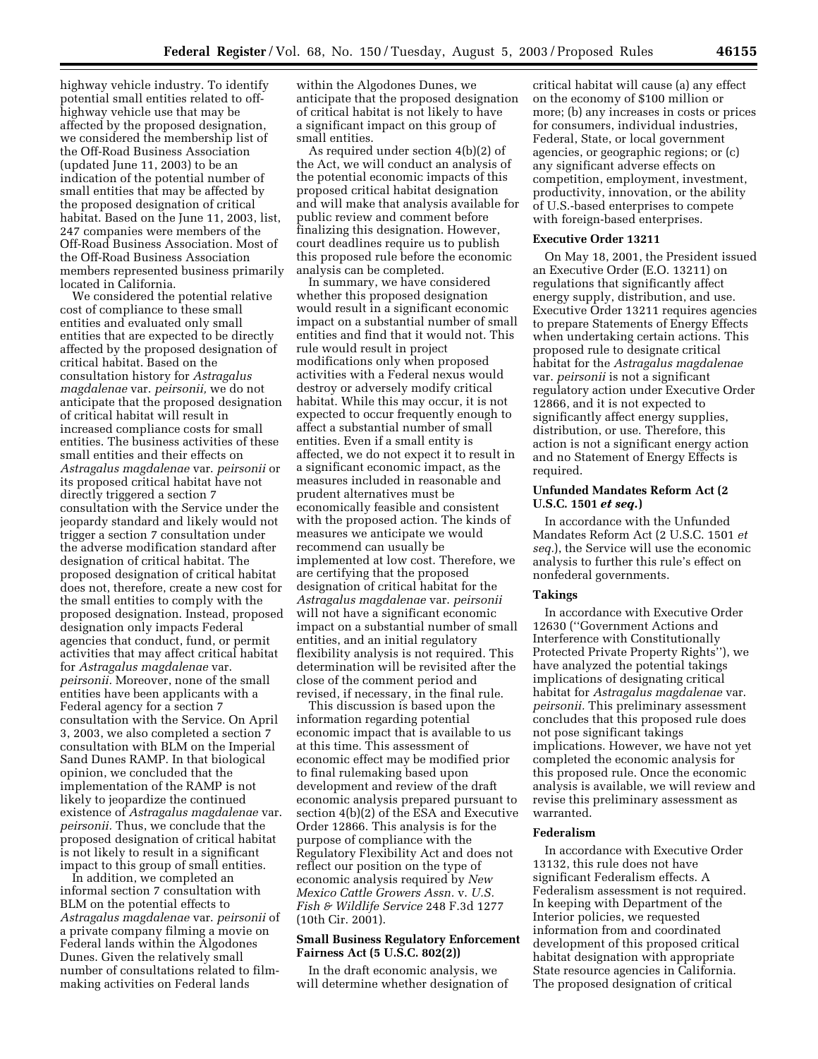highway vehicle industry. To identify potential small entities related to off-highway vehicle use that may be affected by the proposed designation, we considered the membership list of the Off-Road Business Association (updated June 11, 2003) to be an indication of the potential number of small entities that may be affected by the proposed designation of critical habitat. Based on the June 11, 2003, list, 247 companies were members of the Off-Road Business Association. Most of the Off-Road Business Association members represented business primarily located in California.

We considered the potential relative cost of compliance to these small entities and evaluated only small entities that are expected to be directly affected by the proposed designation of critical habitat. Based on the consultation history for *Astragalus magdalenae* var. *peirsonii,* we do not anticipate that the proposed designation of critical habitat will result in increased compliance costs for small entities. The business activities of these small entities and their effects on *Astragalus magdalenae* var. *peirsonii* or its proposed critical habitat have not directly triggered a section 7 consultation with the Service under the jeopardy standard and likely would not trigger a section 7 consultation under the adverse modification standard after designation of critical habitat. The proposed designation of critical habitat does not, therefore, create a new cost for the small entities to comply with the proposed designation. Instead, proposed designation only impacts Federal agencies that conduct, fund, or permit activities that may affect critical habitat for *Astragalus magdalenae* var. *peirsonii.* Moreover, none of the small entities have been applicants with a Federal agency for a section 7 consultation with the Service. On April 3, 2003, we also completed a section 7 consultation with BLM on the Imperial Sand Dunes RAMP. In that biological opinion, we concluded that the implementation of the RAMP is not likely to jeopardize the continued existence of *Astragalus magdalenae* var. *peirsonii.* Thus, we conclude that the proposed designation of critical habitat is not likely to result in a significant impact to this group of small entities.

In addition, we completed an informal section 7 consultation with BLM on the potential effects to *Astragalus magdalenae* var. *peirsonii* of a private company filming a movie on Federal lands within the Algodones Dunes. Given the relatively small number of consultations related to film-making activities on Federal lands within the Algodones Dunes, we anticipate that the proposed designation of critical habitat is not likely to have a significant impact on this group of small entities.

As required under section 4(b)(2) of the Act, we will conduct an analysis of the potential economic impacts of this proposed critical habitat designation and will make that analysis available for public review and comment before finalizing this designation. However, court deadlines require us to publish this proposed rule before the economic analysis can be completed.

In summary, we have considered whether this proposed designation would result in a significant economic impact on a substantial number of small entities and find that it would not. This rule would result in project modifications only when proposed activities with a Federal nexus would destroy or adversely modify critical habitat. While this may occur, it is not expected to occur frequently enough to affect a substantial number of small entities. Even if a small entity is affected, we do not expect it to result in a significant economic impact, as the measures included in reasonable and prudent alternatives must be economically feasible and consistent with the proposed action. The kinds of measures we anticipate we would recommend can usually be implemented at low cost. Therefore, we are certifying that the proposed designation of critical habitat for the *Astragalus magdalenae* var. *peirsonii* will not have a significant economic impact on a substantial number of small entities, and an initial regulatory flexibility analysis is not required. This determination will be revisited after the close of the comment period and revised, if necessary, in the final rule.

This discussion is based upon the information regarding potential economic impact that is available to us at this time. This assessment of economic effect may be modified prior to final rulemaking based upon development and review of the draft economic analysis prepared pursuant to section 4(b)(2) of the ESA and Executive Order 12866. This analysis is for the purpose of compliance with the Regulatory Flexibility Act and does not reflect our position on the type of economic analysis required by *New Mexico Cattle Growers Assn.* v. *U.S. Fish & Wildlife Service* 248 F.3d 1277 (10th Cir. 2001).

### Small Business Regulatory Enforcement Fairness Act (5 U.S.C. 802(2))

In the draft economic analysis, we will determine whether designation of critical habitat will cause (a) any effect on the economy of $100 million or more; (b) any increases in costs or prices for consumers, individual industries, Federal, State, or local government agencies, or geographic regions; or (c) any significant adverse effects on competition, employment, investment, productivity, innovation, or the ability of U.S.-based enterprises to compete with foreign-based enterprises.

### Executive Order 13211

On May 18, 2001, the President issued an Executive Order (E.O. 13211) on regulations that significantly affect energy supply, distribution, and use. Executive Order 13211 requires agencies to prepare Statements of Energy Effects when undertaking certain actions. This proposed rule to designate critical habitat for the *Astragalus magdalenae* var. *peirsonii* is not a significant regulatory action under Executive Order 12866, and it is not expected to significantly affect energy supplies, distribution, or use. Therefore, this action is not a significant energy action and no Statement of Energy Effects is required.

### Unfunded Mandates Reform Act (2 U.S.C. 1501 *et seq.*)

In accordance with the Unfunded Mandates Reform Act (2 U.S.C. 1501 *et seq.*), the Service will use the economic analysis to further this rule's effect on nonfederal governments.

### Takings

In accordance with Executive Order 12630 (''Government Actions and Interference with Constitutionally Protected Private Property Rights''), we have analyzed the potential takings implications of designating critical habitat for *Astragalus magdalenae* var. *peirsonii.* This preliminary assessment concludes that this proposed rule does not pose significant takings implications. However, we have not yet completed the economic analysis for this proposed rule. Once the economic analysis is available, we will review and revise this preliminary assessment as warranted.

### Federalism

In accordance with Executive Order 13132, this rule does not have significant Federalism effects. A Federalism assessment is not required. In keeping with Department of the Interior policies, we requested information from and coordinated development of this proposed critical habitat designation with appropriate State resource agencies in California. The proposed designation of critical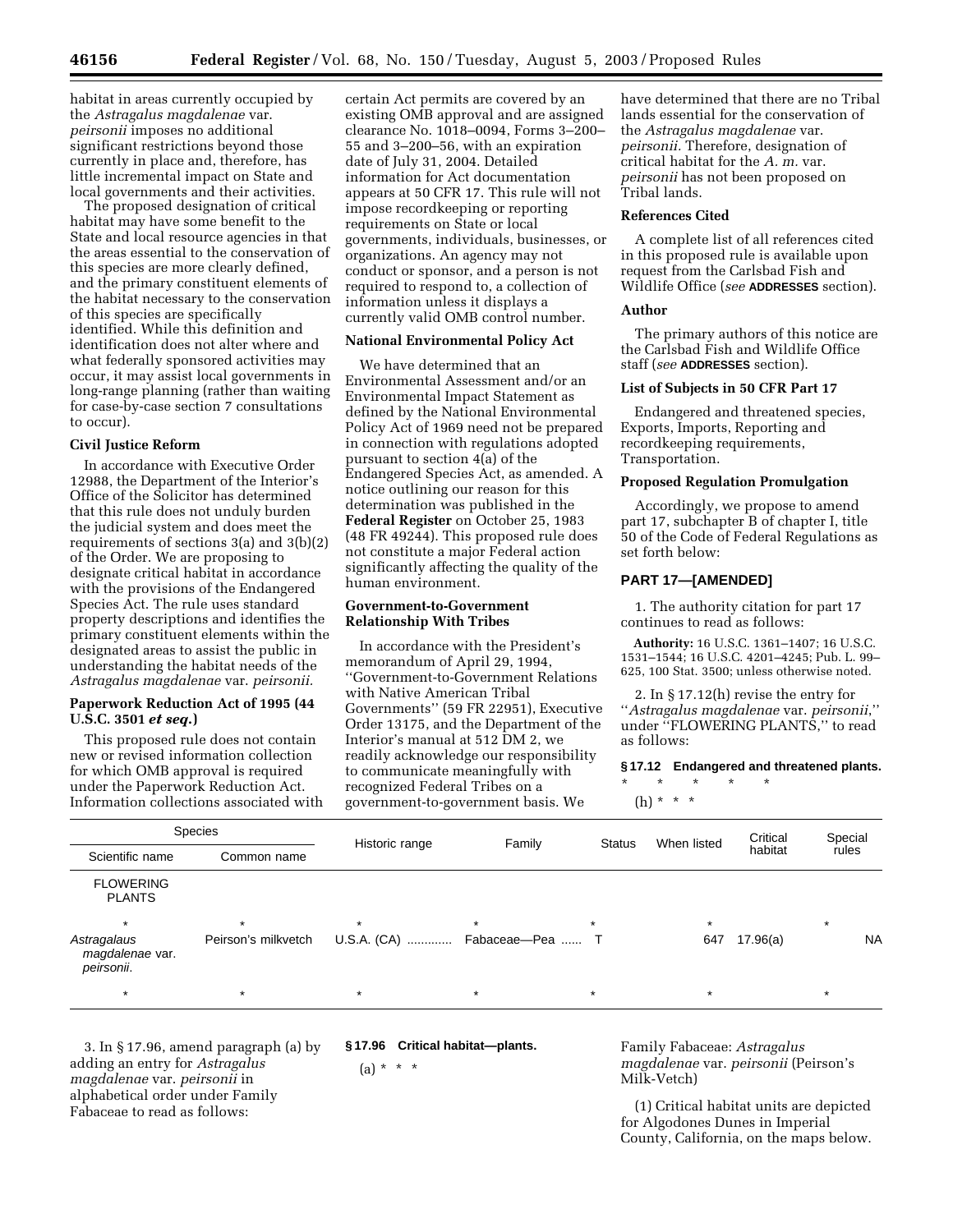habitat in areas currently occupied by the *Astragalus magdalenae* var. *peirsonii* imposes no additional significant restrictions beyond those currently in place and, therefore, has little incremental impact on State and local governments and their activities.

The proposed designation of critical habitat may have some benefit to the State and local resource agencies in that the areas essential to the conservation of this species are more clearly defined, and the primary constituent elements of the habitat necessary to the conservation of this species are specifically identified. While this definition and identification does not alter where and what federally sponsored activities may occur, it may assist local governments in long-range planning (rather than waiting for case-by-case section 7 consultations to occur).

**Civil Justice Reform**

In accordance with Executive Order 12988, the Department of the Interior's Office of the Solicitor has determined that this rule does not unduly burden the judicial system and does meet the requirements of sections 3(a) and 3(b)(2) of the Order. We are proposing to designate critical habitat in accordance with the provisions of the Endangered Species Act. The rule uses standard property descriptions and identifies the primary constituent elements within the designated areas to assist the public in understanding the habitat needs of the *Astragalus magdalenae* var. *peirsonii.*

**Paperwork Reduction Act of 1995 (44 U.S.C. 3501 *et seq.*)**

This proposed rule does not contain new or revised information collection for which OMB approval is required under the Paperwork Reduction Act. Information collections associated with certain Act permits are covered by an existing OMB approval and are assigned clearance No. 1018–0094, Forms 3–200–55 and 3–200–56, with an expiration date of July 31, 2004. Detailed information for Act documentation appears at 50 CFR 17. This rule will not impose recordkeeping or reporting requirements on State or local governments, individuals, businesses, or organizations. An agency may not conduct or sponsor, and a person is not required to respond to, a collection of information unless it displays a currently valid OMB control number.

**National Environmental Policy Act**

We have determined that an Environmental Assessment and/or an Environmental Impact Statement as defined by the National Environmental Policy Act of 1969 need not be prepared in connection with regulations adopted pursuant to section 4(a) of the Endangered Species Act, as amended. A notice outlining our reason for this determination was published in the **Federal Register** on October 25, 1983 (48 FR 49244). This proposed rule does not constitute a major Federal action significantly affecting the quality of the human environment.

**Government-to-Government Relationship With Tribes**

In accordance with the President's memorandum of April 29, 1994, ''Government-to-Government Relations with Native American Tribal Governments'' (59 FR 22951), Executive Order 13175, and the Department of the Interior's manual at 512 DM 2, we readily acknowledge our responsibility to communicate meaningfully with recognized Federal Tribes on a government-to-government basis. We have determined that there are no Tribal lands essential for the conservation of the *Astragalus magdalenae* var. *peirsonii.* Therefore, designation of critical habitat for the *A. m.* var. *peirsonii* has not been proposed on Tribal lands.

**References Cited**

A complete list of all references cited in this proposed rule is available upon request from the Carlsbad Fish and Wildlife Office (*see* **ADDRESSES** section).

**Author**

The primary authors of this notice are the Carlsbad Fish and Wildlife Office staff (*see* **ADDRESSES** section).

**List of Subjects in 50 CFR Part 17**

Endangered and threatened species, Exports, Imports, Reporting and recordkeeping requirements, Transportation.

**Proposed Regulation Promulgation**

Accordingly, we propose to amend part 17, subchapter B of chapter I, title 50 of the Code of Federal Regulations as set forth below:

## PART 17—[AMENDED]

1. The authority citation for part 17 continues to read as follows:

**Authority:** 16 U.S.C. 1361–1407; 16 U.S.C. 1531–1544; 16 U.S.C. 4201–4245; Pub. L. 99–625, 100 Stat. 3500; unless otherwise noted.

2. In § 17.12(h) revise the entry for ''*Astragalus magdalenae* var. *peirsonii*,'' under ''FLOWERING PLANTS,'' to read as follows:

**§ 17.12 Endangered and threatened plants.**

\* \* \* \* \*

(h) \* \* \*

| Species | | Historic range | Family | Status | When listed | Critical habitat | Special rules |
|---|---|---|---|---|---|---|---|
| Scientific name | Common name | | | | | | |
| FLOWERING PLANTS | | | | | | | |
| * | * | * | * | * | * | | * |
| *Astragalus magdalene* var. *peirsonii*. | Peirson's milkvetch | U.S.A. (CA) ............ | Fabaceae—Pea ...... | T | 647 | 17.96(a) | NA |
| * | * | * | * | * | * | | * |

3. In § 17.96, amend paragraph (a) by adding an entry for *Astragalus magdalenae* var. *peirsonii* in alphabetical order under Family Fabaceae to read as follows:

**§ 17.96 Critical habitat—plants.**

(a) \* \* \*

Family Fabaceae: *Astragalus magdalenae* var. *peirsonii* (Peirson's Milk-Vetch)

(1) Critical habitat units are depicted for Algodones Dunes in Imperial County, California, on the maps below.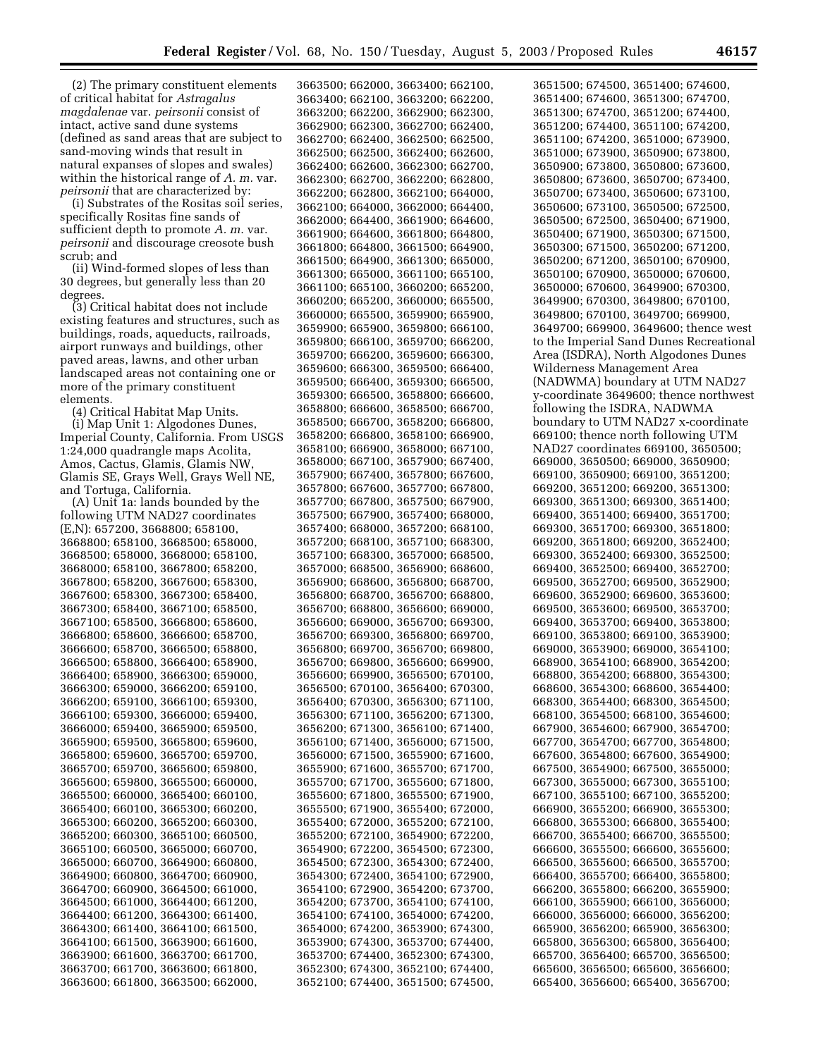(2) The primary constituent elements of critical habitat for *Astragalus magdalenae* var. *peirsonii* consist of intact, active sand dune systems (defined as sand areas that are subject to sand-moving winds that result in natural expanses of slopes and swales) within the historical range of *A. m.* var. *peirsonii* that are characterized by:

(i) Substrates of the Rositas soil series, specifically Rositas fine sands of sufficient depth to promote *A. m.* var. *peirsonii* and discourage creosote bush scrub; and

(ii) Wind-formed slopes of less than 30 degrees, but generally less than 20 degrees.

(3) Critical habitat does not include existing features and structures, such as buildings, roads, aqueducts, railroads, airport runways and buildings, other paved areas, lawns, and other urban landscaped areas not containing one or more of the primary constituent elements.

(4) Critical Habitat Map Units.

(i) Map Unit 1: Algodones Dunes, Imperial County, California. From USGS 1:24,000 quadrangle maps Acolita, Amos, Cactus, Glamis, Glamis NW, Glamis SE, Grays Well, Grays Well NE, and Tortuga, California.

(A) Unit 1a: lands bounded by the following UTM NAD27 coordinates (E,N): 657200, 3668800; 658100, 3668800; 658100, 3668500; 658000, 3668500; 658000, 3668000; 658100, 3668000; 658100, 3667800; 658200, 3667800; 658200, 3667600; 658300, 3667600; 658300, 3667300; 658400, 3667300; 658400, 3667100; 658500, 3667100; 658500, 3666800; 658600, 3666800; 658600, 3666600; 658700, 3666600; 658700, 3666500; 658800, 3666500; 658800, 3666400; 658900, 3666400; 658900, 3666300; 659000, 3666300; 659000, 3666200; 659100, 3666200; 659100, 3666100; 659300, 3666100; 659300, 3666000; 659400, 3666000; 659400, 3665900; 659500, 3665900; 659500, 3665800; 659600, 3665800; 659600, 3665700; 659700, 3665700; 659700, 3665600; 659800, 3665600; 659800, 3665500; 660000, 3665500; 660000, 3665400; 660100, 3665400; 660100, 3665300; 660200, 3665300; 660200, 3665200; 660300, 3665200; 660300, 3665100; 660500, 3665100; 660500, 3665000; 660700, 3665000; 660700, 3664900; 660800, 3664900; 660800, 3664700; 660900, 3664700; 660900, 3664500; 661000, 3664500; 661000, 3664400; 661200, 3664400; 661200, 3664300; 661400, 3664300; 661400, 3664100; 661500, 3664100; 661500, 3663900; 661600, 3663900; 661600, 3663700; 661700, 3663700; 661700, 3663600; 661800, 3663600; 661800, 3663500; 662000, 3663500; 662000, 3663400; 662100, 3663400; 662100, 3663200; 662200, 3663200; 662200, 3662900; 662300, 3662900; 662300, 3662700; 662400, 3662700; 662400, 3662500; 662500, 3662500; 662500, 3662400; 662600, 3662400; 662600, 3662300; 662700, 3662300; 662700, 3662200; 662800, 3662200; 662800, 3662100; 664000, 3662100; 664000, 3662000; 664400, 3662000; 664400, 3661900; 664600, 3661900; 664600, 3661800; 664800, 3661800; 664800, 3661500; 664900, 3661500; 664900, 3661300; 665000, 3661300; 665000, 3661100; 665100, 3661100; 665100, 3660200; 665200, 3660200; 665200, 3660000; 665500, 3660000; 665500, 3659900; 665900, 3659900; 665900, 3659800; 666100, 3659800; 666100, 3659700; 666200, 3659700; 666200, 3659600; 666300, 3659600; 666300, 3659500; 666400, 3659500; 666400, 3659300; 666500, 3659300; 666500, 3658800; 666600, 3658800; 666600, 3658500; 666700, 3658500; 666700, 3658200; 666800, 3658200; 666800, 3658100; 666900, 3658100; 666900, 3658000; 667100, 3658000; 667100, 3657900; 667400, 3657900; 667400, 3657800; 667600, 3657800; 667600, 3657700; 667800, 3657700; 667800, 3657500; 667900, 3657500; 667900, 3657400; 668000, 3657400; 668000, 3657200; 668100, 3657200; 668100, 3657100; 668300, 3657100; 668300, 3657000; 668500, 3657000; 668500, 3656900; 668600, 3656900; 668600, 3656800; 668700, 3656800; 668700, 3656700; 668800, 3656700; 668800, 3656600; 669000, 3656600; 669000, 3656700; 669300, 3656700; 669300, 3656800; 669700, 3656800; 669700, 3656700; 669800, 3656700; 669800, 3656600; 669900, 3656600; 669900, 3656500; 670100, 3656500; 670100, 3656400; 670300, 3656400; 670300, 3656300; 671100, 3656300; 671100, 3656200; 671300, 3656200; 671300, 3656100; 671400, 3656100; 671400, 3656000; 671500, 3656000; 671500, 3655900; 671600, 3655900; 671600, 3655700; 671700, 3655700; 671700, 3655600; 671800, 3655600; 671800, 3655500; 671900, 3655500; 671900, 3655400; 672000, 3655400; 672000, 3655200; 672100, 3655200; 672100, 3654900; 672200, 3654900; 672200, 3654500; 672300, 3654500; 672300, 3654300; 672400, 3654300; 672400, 3654100; 672900, 3654100; 672900, 3654200; 673700, 3654200; 673700, 3654100; 674100, 3654100; 674100, 3654000; 674200, 3654000; 674200, 3653900; 674300, 3653900; 674300, 3653700; 674400, 3653700; 674400, 3652300; 674300, 3652300; 674300, 3652100; 674400, 3652100; 674400, 3651500; 674500, 3651500; 674500, 3651400; 674600, 3651400; 674600, 3651300; 674700, 3651300; 674700, 3651200; 674400, 3651200; 674400, 3651100; 674200, 3651100; 674200, 3651000; 673900, 3651000; 673900, 3650900; 673800, 3650900; 673800, 3650800; 673600, 3650800; 673600, 3650700; 673400, 3650700; 673400, 3650600; 673100, 3650600; 673100, 3650500; 672500, 3650500; 672500, 3650400; 671900, 3650400; 671900, 3650300; 671500, 3650300; 671500, 3650200; 671200, 3650200; 671200, 3650100; 670900, 3650100; 670900, 3650000; 670600, 3650000; 670600, 3649900; 670300, 3649900; 670300, 3649800; 670100, 3649800; 670100, 3649700; 669900, 3649700; 669900, 3649600; thence west to the Imperial Sand Dunes Recreational Area (ISDRA), North Algodones Dunes Wilderness Management Area (NADWMA) boundary at UTM NAD27 y-coordinate 3649600; thence northwest following the ISDRA, NADWMA boundary to UTM NAD27 x-coordinate 669100; thence north following UTM NAD27 coordinates 669100, 3650500; 669000, 3650500; 669000, 3650900; 669100, 3650900; 669100, 3651200; 669200, 3651200; 669200, 3651300; 669300, 3651300; 669300, 3651400; 669400, 3651400; 669400, 3651700; 669300, 3651700; 669300, 3651800; 669200, 3651800; 669200, 3652400; 669300, 3652400; 669300, 3652500; 669400, 3652500; 669400, 3652700; 669500, 3652700; 669500, 3652900; 669600, 3652900; 669600, 3653600; 669500, 3653600; 669500, 3653700; 669400, 3653700; 669400, 3653800; 669100, 3653800; 669100, 3653900; 669000, 3653900; 669000, 3654100; 668900, 3654100; 668900, 3654200; 668800, 3654200; 668800, 3654300; 668600, 3654300; 668600, 3654400; 668300, 3654400; 668300, 3654500; 668100, 3654500; 668100, 3654600; 667900, 3654600; 667900, 3654700; 667700, 3654700; 667700, 3654800; 667600, 3654800; 667600, 3654900; 667500, 3654900; 667500, 3655000; 667300, 3655000; 667300, 3655100; 667100, 3655100; 667100, 3655200; 666900, 3655200; 666900, 3655300; 666800, 3655300; 666800, 3655400; 666700, 3655400; 666700, 3655500; 666600, 3655500; 666600, 3655600; 666500, 3655600; 666500, 3655700; 666400, 3655700; 666400, 3655800; 666200, 3655800; 666200, 3655900; 666100, 3655900; 666100, 3656000; 666000, 3656000; 666000, 3656200; 665900, 3656200; 665900, 3656300; 665800, 3656300; 665800, 3656400; 665700, 3656400; 665700, 3656500; 665600, 3656500; 665600, 3656600; 665400, 3656600; 665400, 3656700;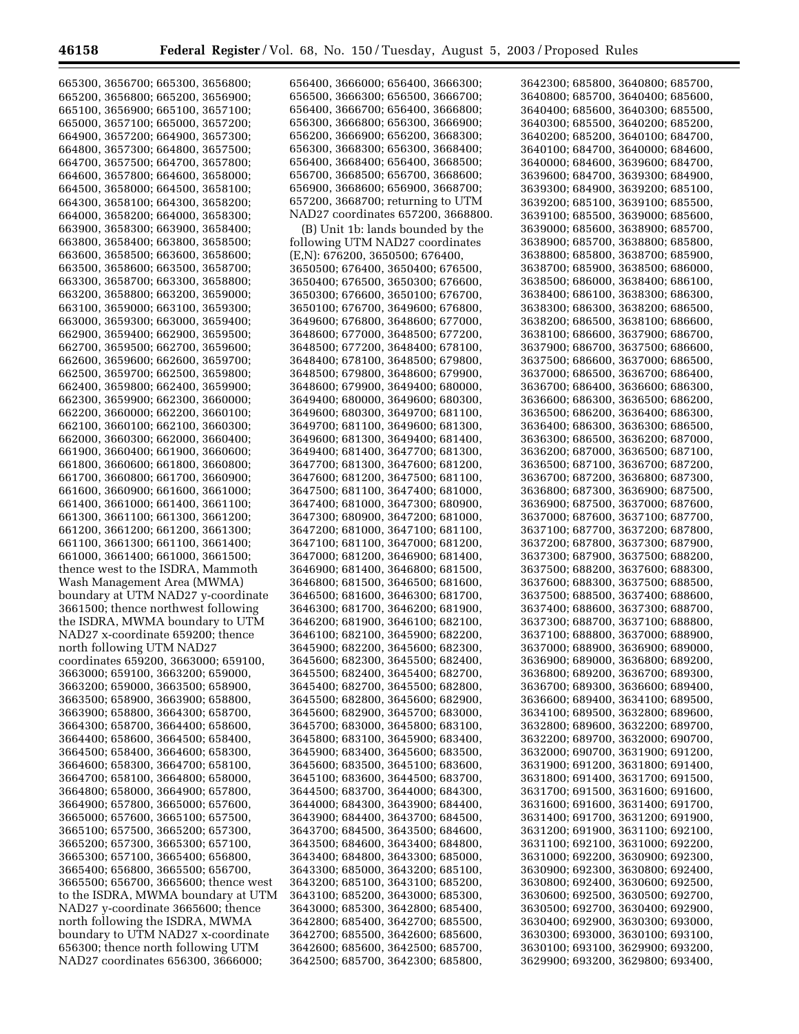665300, 3656700; 665300, 3656800; 665200, 3656800; 665200, 3656900; 665100, 3656900; 665100, 3657100; 665000, 3657100; 665000, 3657200; 664900, 3657200; 664900, 3657300; 664800, 3657300; 664800, 3657500; 664700, 3657500; 664700, 3657800; 664600, 3657800; 664600, 3658000; 664500, 3658000; 664500, 3658100; 664300, 3658100; 664300, 3658200; 664000, 3658200; 664000, 3658300; 663900, 3658300; 663900, 3658400; 663800, 3658400; 663800, 3658500; 663600, 3658500; 663600, 3658600; 663500, 3658600; 663500, 3658700; 663300, 3658700; 663300, 3658800; 663200, 3658800; 663200, 3659000; 663100, 3659000; 663100, 3659300; 663000, 3659300; 663000, 3659400; 662900, 3659400; 662900, 3659500; 662700, 3659500; 662700, 3659600; 662600, 3659600; 662600, 3659700; 662500, 3659700; 662500, 3659800; 662400, 3659800; 662400, 3659900; 662300, 3659900; 662300, 3660000; 662200, 3660000; 662200, 3660100; 662100, 3660100; 662100, 3660300; 662000, 3660300; 662000, 3660400; 661900, 3660400; 661900, 3660600; 661800, 3660600; 661800, 3660800; 661700, 3660800; 661700, 3660900; 661600, 3660900; 661600, 3661000; 661400, 3661000; 661400, 3661100; 661300, 3661100; 661300, 3661200; 661200, 3661200; 661200, 3661300; 661100, 3661300; 661100, 3661400; 661000, 3661400; 661000, 3661500; thence west to the ISDRA, Mammoth Wash Management Area (MWMA) boundary at UTM NAD27 y-coordinate 3661500; thence northwest following the ISDRA, MWMA boundary to UTM NAD27 x-coordinate 659200; thence north following UTM NAD27 coordinates 659200, 3663000; 659100, 3663000; 659100, 3663200; 659000, 3663200; 659000, 3663500; 658900, 3663500; 658900, 3663900; 658800, 3663900; 658800, 3664300; 658700, 3664300; 658700, 3664400; 658600, 3664400; 658600, 3664500; 658400, 3664500; 658400, 3664600; 658300, 3664600; 658300, 3664700; 658100, 3664700; 658100, 3664800; 658000, 3664800; 658000, 3664900; 657800, 3664900; 657800, 3665000; 657600, 3665000; 657600, 3665100; 657500, 3665100; 657500, 3665200; 657300, 3665200; 657300, 3665300; 657100, 3665300; 657100, 3665400; 656800, 3665400; 656800, 3665500; 656700, 3665500; 656700, 3665600; thence west to the ISDRA, MWMA boundary at UTM NAD27 y-coordinate 3665600; thence north following the ISDRA, MWMA boundary to UTM NAD27 x-coordinate 656300; thence north following UTM NAD27 coordinates 656300, 3666000; 656400, 3666000; 656400, 3666300; 656500, 3666300; 656500, 3666700; 656400, 3666700; 656400, 3666800; 656300, 3666800; 656300, 3666900; 656200, 3666900; 656200, 3668300; 656300, 3668300; 656300, 3668400; 656400, 3668400; 656400, 3668500; 656700, 3668500; 656700, 3668600; 656900, 3668600; 656900, 3668700; 657200, 3668700; returning to UTM NAD27 coordinates 657200, 3668800.

(B) Unit 1b: lands bounded by the following UTM NAD27 coordinates (E,N): 676200, 3650500; 676400, 3650500; 676400, 3650400; 676500, 3650400; 676500, 3650300; 676600, 3650300; 676600, 3650100; 676700, 3650100; 676700, 3649600; 676800, 3649600; 676800, 3648600; 677000, 3648600; 677000, 3648500; 677200, 3648500; 677200, 3648400; 678100, 3648400; 678100, 3648500; 679800, 3648500; 679800, 3648600; 679900, 3648600; 679900, 3649400; 680000, 3649400; 680000, 3649600; 680300, 3649600; 680300, 3649700; 681100, 3649700; 681100, 3649600; 681300, 3649600; 681300, 3649400; 681400, 3649400; 681400, 3647700; 681300, 3647700; 681300, 3647600; 681200, 3647600; 681200, 3647500; 681100, 3647500; 681100, 3647400; 681000, 3647400; 681000, 3647300; 680900, 3647300; 680900, 3647200; 681000, 3647200; 681000, 3647100; 681100, 3647100; 681100, 3647000; 681200, 3647000; 681200, 3646900; 681400, 3646900; 681400, 3646800; 681500, 3646800; 681500, 3646500; 681600, 3646500; 681600, 3646300; 681700, 3646300; 681700, 3646200; 681900, 3646200; 681900, 3646100; 682100, 3646100; 682100, 3645900; 682200, 3645900; 682200, 3645600; 682300, 3645600; 682300, 3645500; 682400, 3645500; 682400, 3645400; 682700, 3645400; 682700, 3645500; 682800, 3645500; 682800, 3645600; 682900, 3645600; 682900, 3645700; 683000, 3645700; 683000, 3645800; 683100, 3645800; 683100, 3645900; 683400, 3645900; 683400, 3645600; 683500, 3645600; 683500, 3645100; 683600, 3645100; 683600, 3644500; 683700, 3644500; 683700, 3644000; 684300, 3644000; 684300, 3643900; 684400, 3643900; 684400, 3643700; 684500, 3643700; 684500, 3643500; 684600, 3643500; 684600, 3643400; 684800, 3643400; 684800, 3643300; 685000, 3643300; 685000, 3643200; 685100, 3643200; 685100, 3643100; 685200, 3643100; 685200, 3643000; 685300, 3643000; 685300, 3642800; 685400, 3642800; 685400, 3642700; 685500, 3642700; 685500, 3642600; 685600, 3642600; 685600, 3642500; 685700, 3642500; 685700, 3642300; 685800, 3642300; 685800, 3640800; 685700, 3640800; 685700, 3640400; 685600, 3640400; 685600, 3640300; 685500, 3640300; 685500, 3640200; 685200, 3640200; 685200, 3640100; 684700, 3640100; 684700, 3640000; 684600, 3640000; 684600, 3639600; 684700, 3639600; 684700, 3639300; 684900, 3639300; 684900, 3639200; 685100, 3639200; 685100, 3639100; 685500, 3639100; 685500, 3639000; 685600, 3639000; 685600, 3638900; 685700, 3638900; 685700, 3638800; 685800, 3638800; 685800, 3638700; 685900, 3638700; 685900, 3638500; 686000, 3638500; 686000, 3638400; 686100, 3638400; 686100, 3638300; 686300, 3638300; 686300, 3638200; 686500, 3638200; 686500, 3638100; 686600, 3638100; 686600, 3637900; 686700, 3637900; 686700, 3637500; 686600, 3637500; 686600, 3637700; 686500, 3637000; 686500, 3636700; 686400, 3636700; 686400, 3636600; 686300, 3636600; 686300, 3636500; 686200, 3636500; 686200, 3636400; 686300, 3636400; 686300, 3636300; 686500, 3636300; 686500, 3636200; 687000, 3636200; 687000, 3636500; 687100, 3636500; 687100, 3636700; 687200, 3636700; 687200, 3636800; 687300, 3636800; 687300, 3636900; 687500, 3636900; 687500, 3637000; 687600, 3637000; 687600, 3637100; 687700, 3637100; 687700, 3637200; 687800, 3637200; 687800, 3637300; 687900, 3637300; 687900, 3637500; 688200, 3637500; 688200, 3637600; 688300, 3637600; 688300, 3637500; 688500, 3637500; 688500, 3637400; 688600, 3637400; 688600, 3637300; 688700, 3637300; 688700, 3637100; 688800, 3637100; 688800, 3637000; 688900, 3637000; 688900, 3636900; 689000, 3636900; 689000, 3636800; 689200, 3636800; 689200, 3636700; 689300, 3636700; 689300, 3636600; 689400, 3636600; 689400, 3634100; 689500, 3634100; 689500, 3632800; 689600, 3632800; 689600, 3632200; 689700, 3632200; 689700, 3632000; 690700, 3632000; 690700, 3631900; 691200, 3631900; 691200, 3631800; 691400, 3631800; 691400, 3631700; 691500, 3631700; 691500, 3631600; 691600, 3631600; 691600, 3631400; 691700, 3631400; 691700, 3631200; 691900, 3631200; 691900, 3631100; 692100, 3631100; 692100, 3631000; 692200, 3631000; 692200, 3630900; 692300, 3630900; 692300, 3630800; 692400, 3630800; 692400, 3630600; 692500, 3630600; 692500, 3630500; 692700, 3630500; 692700, 3630400; 692900, 3630400; 692900, 3630300; 693000, 3630300; 693000, 3630100; 693100, 3630100; 693100, 3629900; 693200, 3629900; 693200, 3629800; 693400,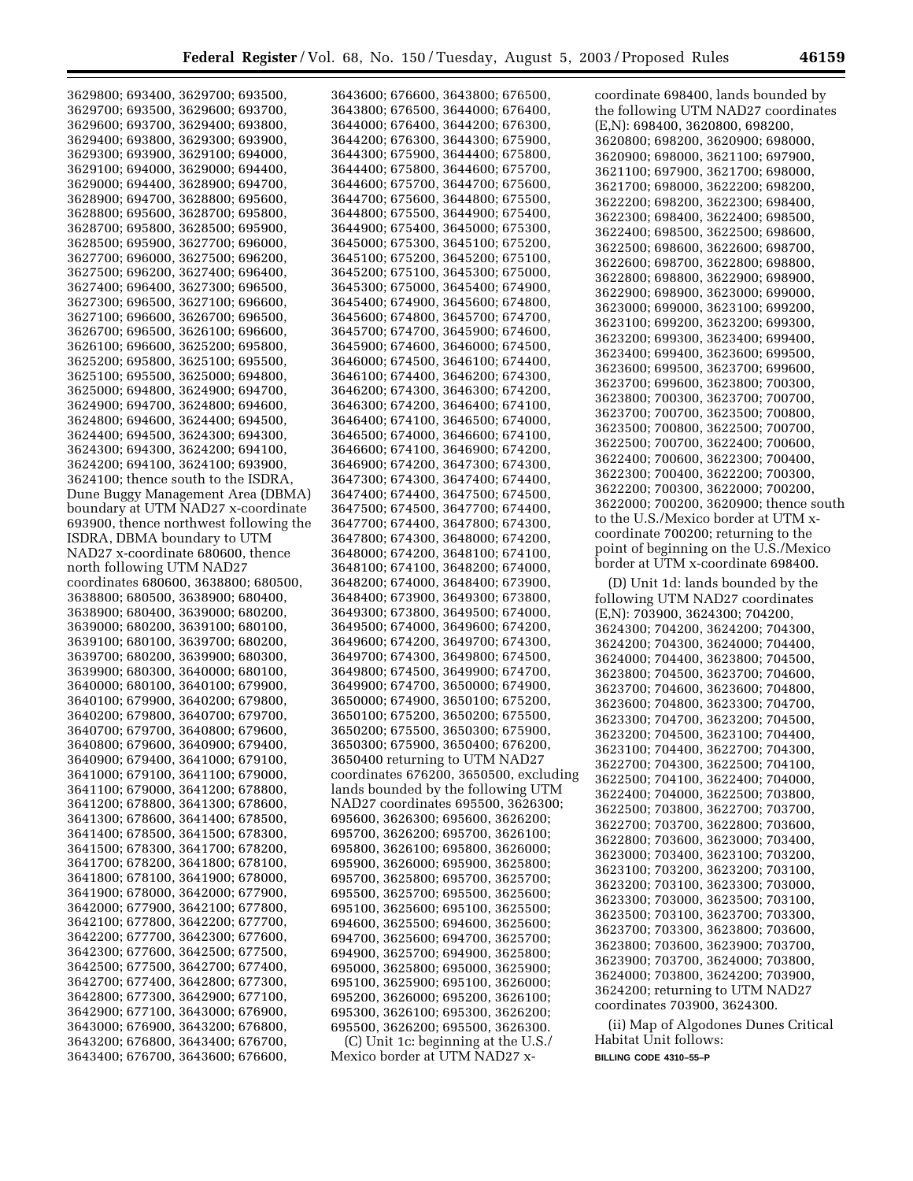3629800; 693400, 3629700; 693500, 3629700; 693500, 3629600; 693700, 3629600; 693700, 3629400; 693800, 3629400; 693800, 3629300; 693900, 3629300; 693900, 3629100; 694000, 3629100; 694000, 3629000; 694400, 3629000; 694400, 3628900; 694700, 3628900; 694700, 3628800; 695600, 3628800; 695600, 3628700; 695800, 3628700; 695800, 3628500; 695900, 3628500; 695900, 3627700; 696000, 3627700; 696000, 3627500; 696200, 3627500; 696200, 3627400; 696400, 3627400; 696400, 3627300; 696500, 3627300; 696500, 3627100; 696600, 3627100; 696600, 3626700; 696500, 3626700; 696500, 3626100; 696600, 3626100; 696600, 3625200; 695800, 3625200; 695800, 3625100; 695500, 3625100; 695500, 3625000; 694800, 3625000; 694800, 3624900; 694700, 3624900; 694700, 3624800; 694600, 3624800; 694600, 3624400; 694500, 3624400; 694500, 3624300; 694300, 3624300; 694300, 3624200; 694100, 3624200; 694100, 3624100; 693900, 3624100; thence south to the ISDRA, Dune Buggy Management Area (DBMA) boundary at UTM NAD27 x-coordinate 693900, thence northwest following the ISDRA, DBMA boundary to UTM NAD27 x-coordinate 680600, thence north following UTM NAD27 coordinates 680600, 3638800; 680500, 3638800; 680500, 3638900; 680400, 3638900; 680400, 3639000; 680200, 3639000; 680200, 3639100; 680100, 3639100; 680100, 3639700; 680200, 3639700; 680200, 3639900; 680300, 3639900; 680300, 3640000; 680100, 3640000; 680100, 3640100; 679900, 3640100; 679900, 3640200; 679800, 3640200; 679800, 3640700; 679700, 3640700; 679700, 3640800; 679600, 3640800; 679600, 3640900; 679400, 3640900; 679400, 3641000; 679100, 3641000; 679100, 3641100; 679000, 3641100; 679000, 3641200; 678800, 3641200; 678800, 3641300; 678600, 3641300; 678600, 3641400; 678500, 3641400; 678500, 3641500; 678300, 3641500; 678300, 3641700; 678200, 3641700; 678200, 3641800; 678100, 3641800; 678100, 3641900; 678000, 3641900; 678000, 3642000; 677900, 3642000; 677900, 3642100; 677800, 3642100; 677800, 3642200; 677700, 3642200; 677700, 3642300; 677600, 3642300; 677600, 3642500; 677500, 3642500; 677500, 3642700; 677400, 3642700; 677400, 3642800; 677300, 3642800; 677300, 3642900; 677100, 3642900; 677100, 3643000; 676900, 3643000; 676900, 3643200; 676800, 3643200; 676800, 3643400; 676700, 3643400; 676700, 3643600; 676600, 3643600; 676600, 3643800; 676500, 3643800; 676500, 3644000; 676400, 3644000; 676400, 3644200; 676300, 3644200; 676300, 3644300; 675900, 3644300; 675900, 3644400; 675800, 3644400; 675800, 3644600; 675700, 3644600; 675700, 3644700; 675600, 3644700; 675600, 3644800; 675500, 3644800; 675500, 3644900; 675400, 3644900; 675400, 3645000; 675300, 3645000; 675300, 3645100; 675200, 3645100; 675200, 3645200; 675100, 3645200; 675100, 3645300; 675000, 3645300; 675000, 3645400; 674900, 3645400; 674900, 3645600; 674800, 3645600; 674800, 3645700; 674700, 3645700; 674700, 3645900; 674600, 3645900; 674600, 3646000; 674500, 3646000; 674500, 3646100; 674400, 3646100; 674400, 3646200; 674300, 3646200; 674300, 3646300; 674200, 3646300; 674200, 3646400; 674100, 3646400; 674100, 3646500; 674000, 3646500; 674000, 3646600; 674100, 3646600; 674100, 3646900; 674200, 3646900; 674200, 3647300; 674300, 3647300; 674300, 3647400; 674400, 3647400; 674400, 3647500; 674500, 3647500; 674500, 3647700; 674400, 3647700; 674400, 3647800; 674300, 3647800; 674300, 3648000; 674200, 3648000; 674200, 3648100; 674100, 3648100; 674100, 3648200; 674000, 3648200; 674000, 3648400; 673900, 3648400; 673900, 3649300; 673800, 3649300; 673800, 3649500; 674000, 3649500; 674000, 3649600; 674200, 3649600; 674200, 3649700; 674300, 3649700; 674300, 3649800; 674500, 3649800; 674500, 3649900; 674700, 3649900; 674700, 3650000; 674900, 3650000; 674900, 3650100; 675200, 3650100; 675200, 3650200; 675500, 3650200; 675500, 3650300; 675900, 3650300; 675900, 3650400; 676200, 3650400 returning to UTM NAD27 coordinates 676200, 3650500, excluding lands bounded by the following UTM NAD27 coordinates 695500, 3626300; 695600, 3626300; 695600, 3626200; 695700, 3626200; 695700, 3626100; 695800, 3626100; 695800, 3626000; 695900, 3626000; 695900, 3625800; 695700, 3625800; 695700, 3625700; 695500, 3625700; 695500, 3625600; 695100, 3625600; 695100, 3625500; 694600, 3625500; 694600, 3625600; 694700, 3625600; 694700, 3625700; 694900, 3625700; 694900, 3625800; 695000, 3625800; 695000, 3625900; 695100, 3625900; 695100, 3626000; 695200, 3626000; 695200, 3626100; 695300, 3626100; 695300, 3626200; 695500, 3626200; 695500, 3626300.

(C) Unit 1c: beginning at the U.S./Mexico border at UTM NAD27 x-coordinate 698400, lands bounded by the following UTM NAD27 coordinates (E,N): 698400, 3620800, 698200, 3620800; 698200, 3620900; 698000, 3620900; 698000, 3621100; 697900, 3621100; 697900, 3621700; 698000, 3621700; 698000, 3622200; 698200, 3622200; 698200, 3622300; 698400, 3622300; 698400, 3622400; 698500, 3622400; 698500, 3622500; 698600, 3622500; 698600, 3622600; 698700, 3622600; 698700, 3622800; 698800, 3622800; 698800, 3622900; 698900, 3622900; 698900, 3623000; 699000, 3623000; 699000, 3623100; 699200, 3623100; 699200, 3623200; 699300, 3623200; 699300, 3623400; 699400, 3623400; 699400, 3623600; 699500, 3623600; 699500, 3623700; 699600, 3623700; 699600, 3623800; 700300, 3623800; 700300, 3623700; 700700, 3623700; 700700, 3623500; 700800, 3623500; 700800, 3622500; 700700, 3622500; 700700, 3622400; 700600, 3622400; 700600, 3622300; 700400, 3622300; 700400, 3622200; 700300, 3622200; 700300, 3622000; 700200, 3622000; 700200, 3620900; thence south to the U.S./Mexico border at UTM x-coordinate 700200; returning to the point of beginning on the U.S./Mexico border at UTM x-coordinate 698400.

(D) Unit 1d: lands bounded by the following UTM NAD27 coordinates (E,N): 703900, 3624300; 704200, 3624300; 704200, 3624200; 704300, 3624200; 704300, 3624000; 704400, 3624000; 704400, 3623800; 704500, 3623800; 704500, 3623700; 704600, 3623700; 704600, 3623600; 704800, 3623600; 704800, 3623300; 704700, 3623300; 704700, 3623200; 704500, 3623200; 704500, 3623100; 704400, 3623100; 704400, 3622700; 704300, 3622700; 704300, 3622500; 704100, 3622500; 704100, 3622400; 704000, 3622400; 704000, 3622500; 703800, 3622500; 703800, 3622700; 703700, 3622700; 703700, 3622800; 703600, 3622800; 703600, 3623000; 703400, 3623000; 703400, 3623100; 703200, 3623100; 703200, 3623200; 703100, 3623200; 703100, 3623300; 703000, 3623300; 703000, 3623500; 703100, 3623500; 703100, 3623700; 703300, 3623700; 703300, 3623800; 703600, 3623800; 703600, 3623900; 703700, 3623900; 703700, 3624000; 703800, 3624000; 703800, 3624200; 703900, 3624200; returning to UTM NAD27 coordinates 703900, 3624300.

(ii) Map of Algodones Dunes Critical Habitat Unit follows:

BILLING CODE 4310–55–P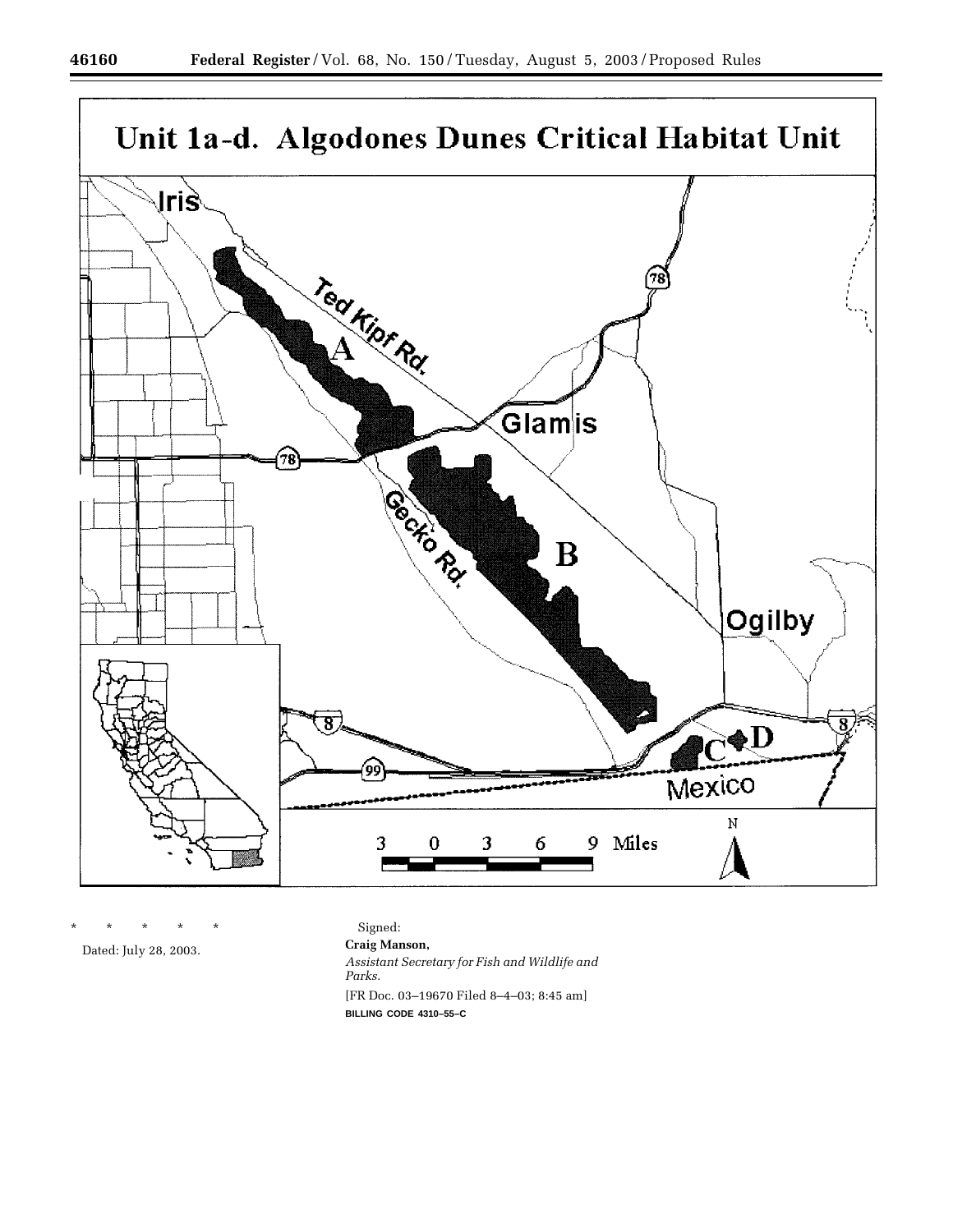Unit 1a-d. Algodones Dunes Critical Habitat Unit

Iris

Ted Kipf Rd.

A

78

Glamis

78

Gecko Rd.

B

Ogilby

8

C

D

8

99

Mexico

N

3 0 3 6 9 Miles

\* \* \* \* \*

Dated: July 28, 2003.

Signed:

**Craig Manson,**

*Assistant Secretary for Fish and Wildlife and Parks.*

[FR Doc. 03–19670 Filed 8–4–03; 8:45 am]

**BILLING CODE 4310–55–C**